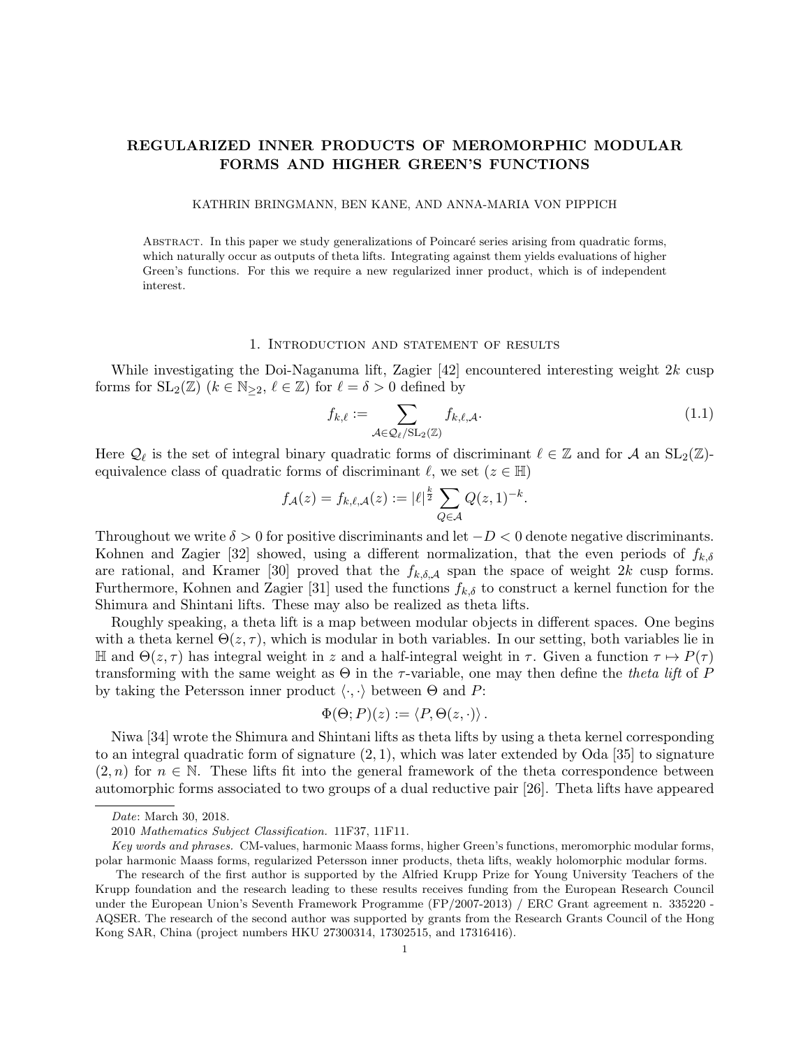# REGULARIZED INNER PRODUCTS OF MEROMORPHIC MODULAR FORMS AND HIGHER GREEN'S FUNCTIONS

KATHRIN BRINGMANN, BEN KANE, AND ANNA-MARIA VON PIPPICH

Abstract. In this paper we study generalizations of Poincaré series arising from quadratic forms, which naturally occur as outputs of theta lifts. Integrating against them yields evaluations of higher Green's functions. For this we require a new regularized inner product, which is of independent interest.

## 1. Introduction and statement of results

While investigating the Doi-Naganuma lift, Zagier [42] encountered interesting weight $2k$ cusp forms for $\mathrm{SL}_2(\mathbb{Z})$ ($k \in \mathbb{N}_{\geq 2}$, $\ell \in \mathbb{Z}$) for $\ell = \delta > 0$ defined by

$$f_{k,\ell} := \sum_{\mathcal{A} \in \mathcal{Q}_\ell/\mathrm{SL}_2(\mathbb{Z})} f_{k,\ell,\mathcal{A}}. \tag{1.1}$$

Here $\mathcal{Q}_\ell$ is the set of integral binary quadratic forms of discriminant $\ell \in \mathbb{Z}$ and for $\mathcal{A}$ an $\mathrm{SL}_2(\mathbb{Z})$-equivalence class of quadratic forms of discriminant $\ell$, we set ($z \in \mathbb{H}$)

$$f_{\mathcal{A}}(z) = f_{k,\ell,\mathcal{A}}(z) := |\ell|^{\frac{k}{2}} \sum_{Q \in \mathcal{A}} Q(z,1)^{-k}.$$

Throughout we write $\delta > 0$ for positive discriminants and let $-D < 0$ denote negative discriminants. Kohnen and Zagier [32] showed, using a different normalization, that the even periods of $f_{k,\delta}$ are rational, and Kramer [30] proved that the $f_{k,\delta,\mathcal{A}}$ span the space of weight $2k$ cusp forms. Furthermore, Kohnen and Zagier [31] used the functions $f_{k,\delta}$ to construct a kernel function for the Shimura and Shintani lifts. These may also be realized as theta lifts.

Roughly speaking, a theta lift is a map between modular objects in different spaces. One begins with a theta kernel $\Theta(z,\tau)$, which is modular in both variables. In our setting, both variables lie in $\mathbb{H}$ and $\Theta(z,\tau)$ has integral weight in $z$ and a half-integral weight in $\tau$. Given a function $\tau \mapsto P(\tau)$ transforming with the same weight as $\Theta$ in the $\tau$-variable, one may then define the *theta lift* of $P$ by taking the Petersson inner product $\langle \cdot, \cdot \rangle$ between $\Theta$ and $P$:

$$\Phi(\Theta; P)(z) := \langle P, \Theta(z, \cdot) \rangle .$$

Niwa [34] wrote the Shimura and Shintani lifts as theta lifts by using a theta kernel corresponding to an integral quadratic form of signature $(2,1)$, which was later extended by Oda [35] to signature $(2,n)$ for $n \in \mathbb{N}$. These lifts fit into the general framework of the theta correspondence between automorphic forms associated to two groups of a dual reductive pair [26]. Theta lifts have appeared

---

*Date*: March 30, 2018.

2010 *Mathematics Subject Classification.* 11F37, 11F11.

*Key words and phrases.* CM-values, harmonic Maass forms, higher Green's functions, meromorphic modular forms, polar harmonic Maass forms, regularized Petersson inner products, theta lifts, weakly holomorphic modular forms.

The research of the first author is supported by the Alfried Krupp Prize for Young University Teachers of the Krupp foundation and the research leading to these results receives funding from the European Research Council under the European Union's Seventh Framework Programme (FP/2007-2013) / ERC Grant agreement n. 335220 - AQSER. The research of the second author was supported by grants from the Research Grants Council of the Hong Kong SAR, China (project numbers HKU 27300314, 17302515, and 17316416).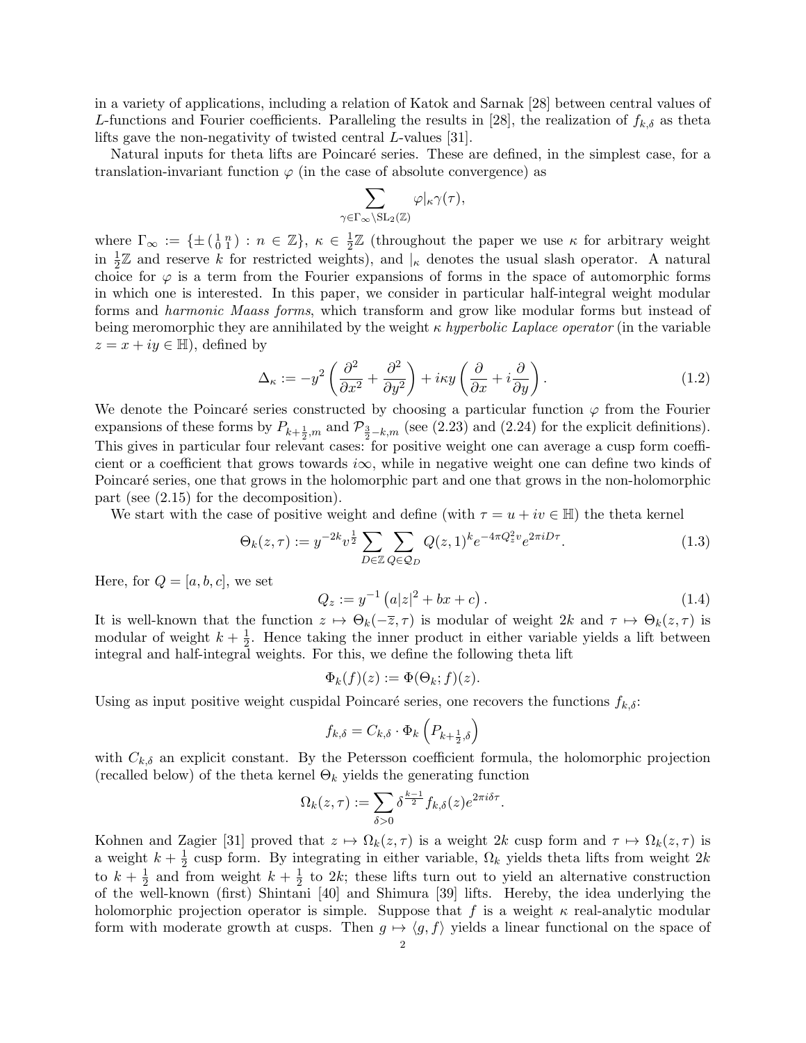in a variety of applications, including a relation of Katok and Sarnak [28] between central values of $L$-functions and Fourier coefficients. Paralleling the results in [28], the realization of $f_{k,\delta}$ as theta lifts gave the non-negativity of twisted central $L$-values [31].

Natural inputs for theta lifts are Poincaré series. These are defined, in the simplest case, for a translation-invariant function $\varphi$ (in the case of absolute convergence) as

$$\sum_{\gamma\in\Gamma_\infty\backslash \mathrm{SL}_2(\mathbb{Z})} \varphi|_\kappa\gamma(\tau),$$

where $\Gamma_\infty := \{\pm\left(\begin{smallmatrix}1 & n\\ 0 & 1\end{smallmatrix}\right) : n\in\mathbb{Z}\}$, $\kappa\in\frac{1}{2}\mathbb{Z}$ (throughout the paper we use $\kappa$ for arbitrary weight in $\frac{1}{2}\mathbb{Z}$ and reserve $k$ for restricted weights), and $|_\kappa$ denotes the usual slash operator. A natural choice for $\varphi$ is a term from the Fourier expansions of forms in the space of automorphic forms in which one is interested. In this paper, we consider in particular half-integral weight modular forms and *harmonic Maass forms*, which transform and grow like modular forms but instead of being meromorphic they are annihilated by the weight $\kappa$ *hyperbolic Laplace operator* (in the variable $z = x+iy\in\mathbb{H}$), defined by

$$\Delta_\kappa := -y^2\left(\frac{\partial^2}{\partial x^2}+\frac{\partial^2}{\partial y^2}\right)+i\kappa y\left(\frac{\partial}{\partial x}+i\frac{\partial}{\partial y}\right). \tag{1.2}$$

We denote the Poincaré series constructed by choosing a particular function $\varphi$ from the Fourier expansions of these forms by $P_{k+\frac{1}{2},m}$ and $\mathcal{P}_{\frac{3}{2}-k,m}$ (see (2.23) and (2.24) for the explicit definitions). This gives in particular four relevant cases: for positive weight one can average a cusp form coefficient or a coefficient that grows towards $i\infty$, while in negative weight one can define two kinds of Poincaré series, one that grows in the holomorphic part and one that grows in the non-holomorphic part (see (2.15) for the decomposition).

We start with the case of positive weight and define (with $\tau = u+iv\in\mathbb{H}$) the theta kernel

$$\Theta_k(z,\tau) := y^{-2k}v^{\frac{1}{2}}\sum_{D\in\mathbb{Z}}\sum_{Q\in\mathcal{Q}_D} Q(z,1)^k e^{-4\pi Q_z^2 v}e^{2\pi i D\tau}. \tag{1.3}$$

Here, for $Q=[a,b,c]$, we set

$$Q_z := y^{-1}\left(a|z|^2+bx+c\right). \tag{1.4}$$

It is well-known that the function $z\mapsto\Theta_k(-\overline{z},\tau)$ is modular of weight $2k$ and $\tau\mapsto\Theta_k(z,\tau)$ is modular of weight $k+\frac{1}{2}$. Hence taking the inner product in either variable yields a lift between integral and half-integral weights. For this, we define the following theta lift

$$\Phi_k(f)(z) := \Phi(\Theta_k; f)(z).$$

Using as input positive weight cuspidal Poincaré series, one recovers the functions $f_{k,\delta}$:

$$f_{k,\delta} = C_{k,\delta}\cdot\Phi_k\left(P_{k+\frac{1}{2},\delta}\right)$$

with $C_{k,\delta}$ an explicit constant. By the Petersson coefficient formula, the holomorphic projection (recalled below) of the theta kernel $\Theta_k$ yields the generating function

$$\Omega_k(z,\tau) := \sum_{\delta>0}\delta^{\frac{k-1}{2}}f_{k,\delta}(z)e^{2\pi i\delta\tau}.$$

Kohnen and Zagier [31] proved that $z\mapsto\Omega_k(z,\tau)$ is a weight $2k$ cusp form and $\tau\mapsto\Omega_k(z,\tau)$ is a weight $k+\frac{1}{2}$ cusp form. By integrating in either variable, $\Omega_k$ yields theta lifts from weight $2k$ to $k+\frac{1}{2}$ and from weight $k+\frac{1}{2}$ to $2k$; these lifts turn out to yield an alternative construction of the well-known (first) Shintani [40] and Shimura [39] lifts. Hereby, the idea underlying the holomorphic projection operator is simple. Suppose that $f$ is a weight $\kappa$ real-analytic modular form with moderate growth at cusps. Then $g\mapsto\langle g,f\rangle$ yields a linear functional on the space of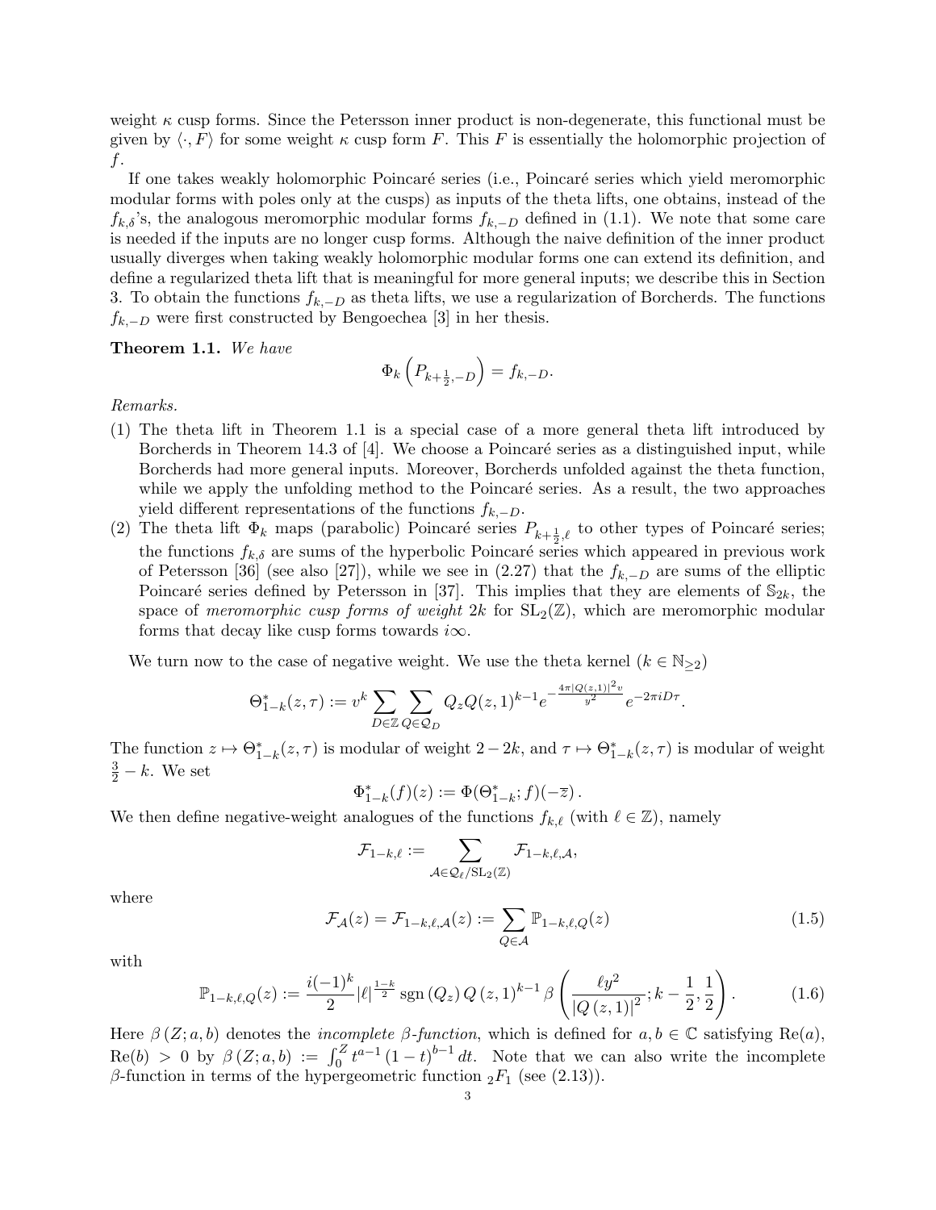weight $\kappa$ cusp forms. Since the Petersson inner product is non-degenerate, this functional must be given by $\langle \cdot, F\rangle$ for some weight $\kappa$ cusp form $F$. This $F$ is essentially the holomorphic projection of $f$.

If one takes weakly holomorphic Poincaré series (i.e., Poincaré series which yield meromorphic modular forms with poles only at the cusps) as inputs of the theta lifts, one obtains, instead of the $f_{k,\delta}$'s, the analogous meromorphic modular forms $f_{k,-D}$ defined in (1.1). We note that some care is needed if the inputs are no longer cusp forms. Although the naive definition of the inner product usually diverges when taking weakly holomorphic modular forms one can extend its definition, and define a regularized theta lift that is meaningful for more general inputs; we describe this in Section 3. To obtain the functions $f_{k,-D}$ as theta lifts, we use a regularization of Borcherds. The functions $f_{k,-D}$ were first constructed by Bengoechea [3] in her thesis.

**Theorem 1.1.** *We have*

$$\Phi_k\left(P_{k+\frac{1}{2},-D}\right) = f_{k,-D}.$$

*Remarks.*

(1) The theta lift in Theorem 1.1 is a special case of a more general theta lift introduced by Borcherds in Theorem 14.3 of [4]. We choose a Poincaré series as a distinguished input, while Borcherds had more general inputs. Moreover, Borcherds unfolded against the theta function, while we apply the unfolding method to the Poincaré series. As a result, the two approaches yield different representations of the functions $f_{k,-D}$.

(2) The theta lift $\Phi_k$ maps (parabolic) Poincaré series $P_{k+\frac{1}{2},\ell}$ to other types of Poincaré series; the functions $f_{k,\delta}$ are sums of the hyperbolic Poincaré series which appeared in previous work of Petersson [36] (see also [27]), while we see in (2.27) that the $f_{k,-D}$ are sums of the elliptic Poincaré series defined by Petersson in [37]. This implies that they are elements of $\mathbb{S}_{2k}$, the space of *meromorphic cusp forms of weight* $2k$ for $\mathrm{SL}_2(\mathbb{Z})$, which are meromorphic modular forms that decay like cusp forms towards $i\infty$.

We turn now to the case of negative weight. We use the theta kernel ($k \in \mathbb{N}_{\geq 2}$)

$$\Theta^*_{1-k}(z,\tau) := v^k \sum_{D\in\mathbb{Z}} \sum_{Q\in\mathcal{Q}_D} Q_z Q(z,1)^{k-1} e^{-\frac{4\pi|Q(z,1)|^2 v}{y^2}} e^{-2\pi i D\tau}.$$

The function $z \mapsto \Theta^*_{1-k}(z,\tau)$ is modular of weight $2-2k$, and $\tau \mapsto \Theta^*_{1-k}(z,\tau)$ is modular of weight $\frac{3}{2}-k$. We set

$$\Phi^*_{1-k}(f)(z) := \Phi(\Theta^*_{1-k}; f)(-\overline{z}).$$

We then define negative-weight analogues of the functions $f_{k,\ell}$ (with $\ell \in \mathbb{Z}$), namely

$$\mathcal{F}_{1-k,\ell} := \sum_{\mathcal{A}\in\mathcal{Q}_\ell/\mathrm{SL}_2(\mathbb{Z})} \mathcal{F}_{1-k,\ell,\mathcal{A}},$$

where

$$\mathcal{F}_{\mathcal{A}}(z) = \mathcal{F}_{1-k,\ell,\mathcal{A}}(z) := \sum_{Q\in\mathcal{A}} \mathbb{P}_{1-k,\ell,Q}(z) \tag{1.5}$$

with

$$\mathbb{P}_{1-k,\ell,Q}(z) := \frac{i(-1)^k}{2} |\ell|^{\frac{1-k}{2}} \operatorname{sgn}(Q_z)\, Q(z,1)^{k-1} \beta\left(\frac{\ell y^2}{|Q(z,1)|^2}; k-\frac{1}{2}, \frac{1}{2}\right). \tag{1.6}$$

Here $\beta(Z;a,b)$ denotes the *incomplete $\beta$-function*, which is defined for $a,b \in \mathbb{C}$ satisfying $\mathrm{Re}(a)$, $\mathrm{Re}(b) > 0$ by $\beta(Z;a,b) := \int_0^Z t^{a-1}(1-t)^{b-1} dt$. Note that we can also write the incomplete $\beta$-function in terms of the hypergeometric function ${}_2F_1$ (see (2.13)).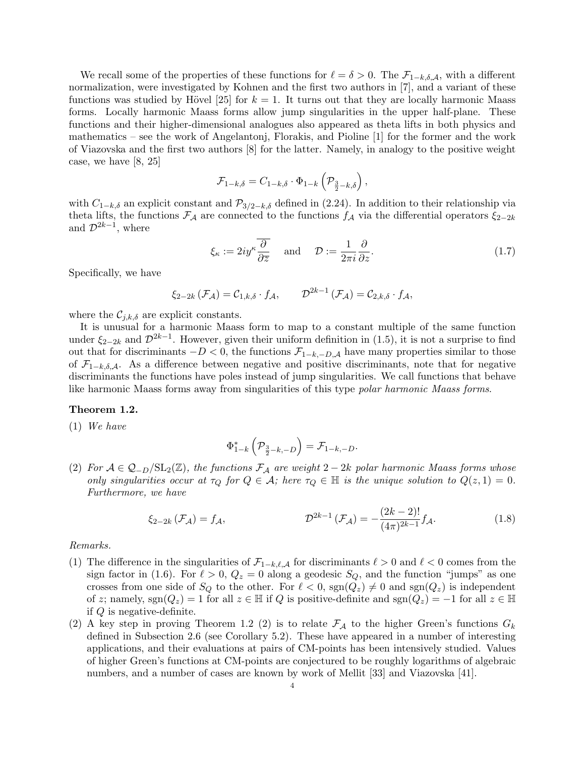We recall some of the properties of these functions for $\ell = \delta > 0$. The $\mathcal{F}_{1-k,\delta,\mathcal{A}}$, with a different normalization, were investigated by Kohnen and the first two authors in [7], and a variant of these functions was studied by Hövel [25] for $k = 1$. It turns out that they are locally harmonic Maass forms. Locally harmonic Maass forms allow jump singularities in the upper half-plane. These functions and their higher-dimensional analogues also appeared as theta lifts in both physics and mathematics – see the work of Angelantonj, Florakis, and Pioline [1] for the former and the work of Viazovska and the first two authors [8] for the latter. Namely, in analogy to the positive weight case, we have [8, 25]

$$\mathcal{F}_{1-k,\delta} = C_{1-k,\delta} \cdot \Phi_{1-k}\left(\mathcal{P}_{\frac{3}{2}-k,\delta}\right),$$

with $C_{1-k,\delta}$ an explicit constant and $\mathcal{P}_{3/2-k,\delta}$ defined in (2.24). In addition to their relationship via theta lifts, the functions $\mathcal{F}_{\mathcal{A}}$ are connected to the functions $f_{\mathcal{A}}$ via the differential operators $\xi_{2-2k}$ and $\mathcal{D}^{2k-1}$, where

$$\xi_\kappa := 2iy^\kappa \overline{\frac{\partial}{\partial \overline{z}}} \quad \text{and} \quad \mathcal{D} := \frac{1}{2\pi i}\frac{\partial}{\partial z}. \tag{1.7}$$

Specifically, we have

$$\xi_{2-2k}\left(\mathcal{F}_{\mathcal{A}}\right) = \mathcal{C}_{1,k,\delta} \cdot f_{\mathcal{A}}, \qquad \mathcal{D}^{2k-1}\left(\mathcal{F}_{\mathcal{A}}\right) = \mathcal{C}_{2,k,\delta} \cdot f_{\mathcal{A}},$$

where the $\mathcal{C}_{j,k,\delta}$ are explicit constants.

It is unusual for a harmonic Maass form to map to a constant multiple of the same function under $\xi_{2-2k}$ and $\mathcal{D}^{2k-1}$. However, given their uniform definition in (1.5), it is not a surprise to find out that for discriminants $-D < 0$, the functions $\mathcal{F}_{1-k,-D,\mathcal{A}}$ have many properties similar to those of $\mathcal{F}_{1-k,\delta,\mathcal{A}}$. As a difference between negative and positive discriminants, note that for negative discriminants the functions have poles instead of jump singularities. We call functions that behave like harmonic Maass forms away from singularities of this type *polar harmonic Maass forms*.

**Theorem 1.2.**

(1) *We have*

$$\Phi_{1-k}^{*}\left(\mathcal{P}_{\frac{3}{2}-k,-D}\right) = \mathcal{F}_{1-k,-D}.$$

(2) *For $\mathcal{A} \in \mathcal{Q}_{-D}/\mathrm{SL}_2(\mathbb{Z})$, the functions $\mathcal{F}_{\mathcal{A}}$ are weight $2-2k$ polar harmonic Maass forms whose only singularities occur at $\tau_Q$ for $Q \in \mathcal{A}$; here $\tau_Q \in \mathbb{H}$ is the unique solution to $Q(z,1) = 0$. Furthermore, we have*

$$\xi_{2-2k}\left(\mathcal{F}_{\mathcal{A}}\right) = f_{\mathcal{A}}, \qquad\qquad \mathcal{D}^{2k-1}\left(\mathcal{F}_{\mathcal{A}}\right) = -\frac{(2k-2)!}{(4\pi)^{2k-1}} f_{\mathcal{A}}. \tag{1.8}$$

*Remarks.*

(1) The difference in the singularities of $\mathcal{F}_{1-k,\ell,\mathcal{A}}$ for discriminants $\ell > 0$ and $\ell < 0$ comes from the sign factor in (1.6). For $\ell > 0$, $Q_z = 0$ along a geodesic $S_Q$, and the function "jumps" as one crosses from one side of $S_Q$ to the other. For $\ell < 0$, $\mathrm{sgn}(Q_z) \neq 0$ and $\mathrm{sgn}(Q_z)$ is independent of $z$; namely, $\mathrm{sgn}(Q_z) = 1$ for all $z \in \mathbb{H}$ if $Q$ is positive-definite and $\mathrm{sgn}(Q_z) = -1$ for all $z \in \mathbb{H}$ if $Q$ is negative-definite.

(2) A key step in proving Theorem 1.2 (2) is to relate $\mathcal{F}_{\mathcal{A}}$ to the higher Green's functions $G_k$ defined in Subsection 2.6 (see Corollary 5.2). These have appeared in a number of interesting applications, and their evaluations at pairs of CM-points has been intensively studied. Values of higher Green's functions at CM-points are conjectured to be roughly logarithms of algebraic numbers, and a number of cases are known by work of Mellit [33] and Viazovska [41].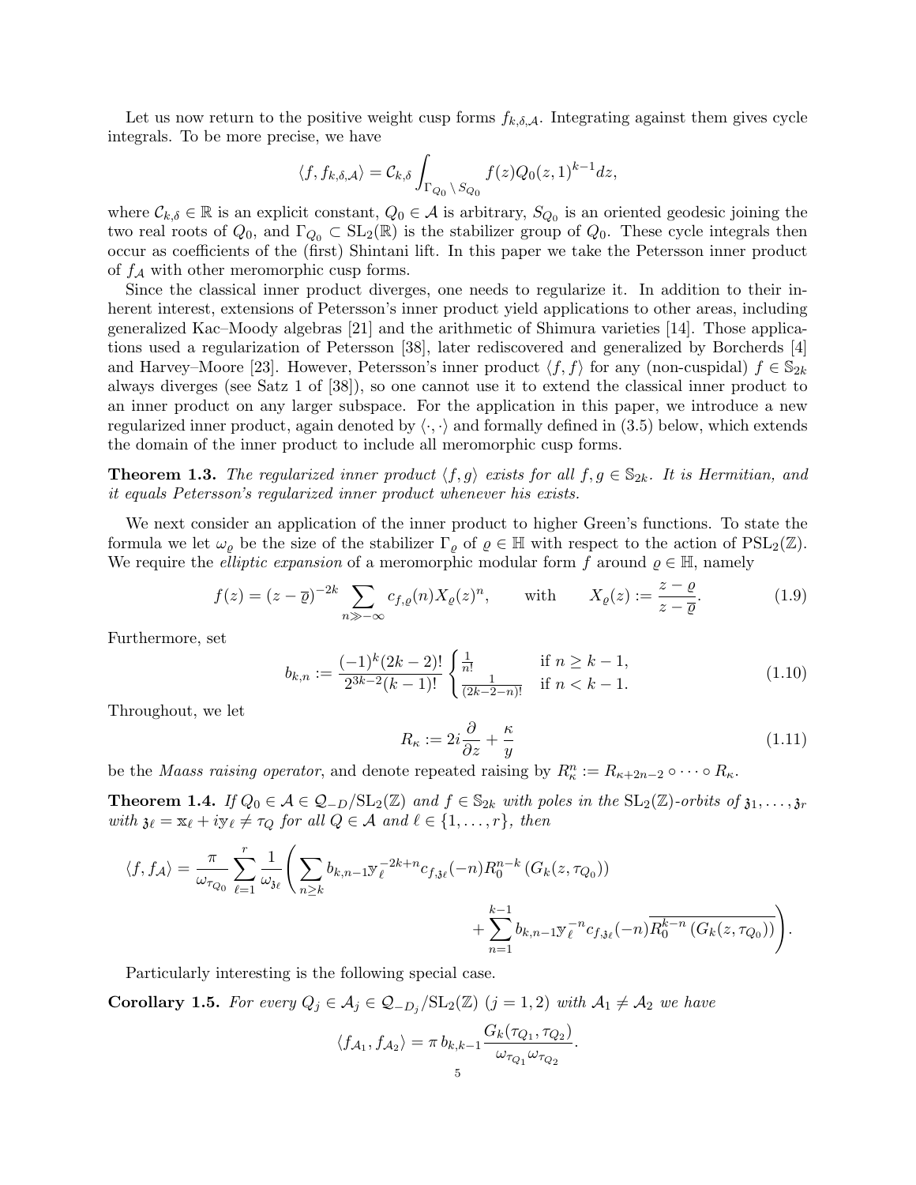Let us now return to the positive weight cusp forms $f_{k,\delta,\mathcal{A}}$. Integrating against them gives cycle integrals. To be more precise, we have

$$\langle f, f_{k,\delta,\mathcal{A}}\rangle = \mathcal{C}_{k,\delta}\int_{\Gamma_{Q_0}\setminus S_{Q_0}} f(z)Q_0(z,1)^{k-1}dz,$$

where $\mathcal{C}_{k,\delta}\in\mathbb{R}$ is an explicit constant, $Q_0\in\mathcal{A}$ is arbitrary, $S_{Q_0}$ is an oriented geodesic joining the two real roots of $Q_0$, and $\Gamma_{Q_0}\subset \mathrm{SL}_2(\mathbb{R})$ is the stabilizer group of $Q_0$. These cycle integrals then occur as coefficients of the (first) Shintani lift. In this paper we take the Petersson inner product of $f_{\mathcal{A}}$ with other meromorphic cusp forms.

Since the classical inner product diverges, one needs to regularize it. In addition to their inherent interest, extensions of Petersson's inner product yield applications to other areas, including generalized Kac–Moody algebras [21] and the arithmetic of Shimura varieties [14]. Those applications used a regularization of Petersson [38], later rediscovered and generalized by Borcherds [4] and Harvey–Moore [23]. However, Petersson's inner product $\langle f, f\rangle$ for any (non-cuspidal) $f\in\mathbb{S}_{2k}$ always diverges (see Satz 1 of [38]), so one cannot use it to extend the classical inner product to an inner product on any larger subspace. For the application in this paper, we introduce a new regularized inner product, again denoted by $\langle\cdot,\cdot\rangle$ and formally defined in (3.5) below, which extends the domain of the inner product to include all meromorphic cusp forms.

**Theorem 1.3.** *The regularized inner product $\langle f, g\rangle$ exists for all $f,g\in\mathbb{S}_{2k}$. It is Hermitian, and it equals Petersson's regularized inner product whenever his exists.*

We next consider an application of the inner product to higher Green's functions. To state the formula we let $\omega_\varrho$ be the size of the stabilizer $\Gamma_\varrho$ of $\varrho\in\mathbb{H}$ with respect to the action of $\mathrm{PSL}_2(\mathbb{Z})$. We require the *elliptic expansion* of a meromorphic modular form $f$ around $\varrho\in\mathbb{H}$, namely

$$f(z) = (z-\overline{\varrho})^{-2k}\sum_{n\gg-\infty} c_{f,\varrho}(n)X_\varrho(z)^n, \qquad \text{with} \qquad X_\varrho(z) := \frac{z-\varrho}{z-\overline{\varrho}}. \tag{1.9}$$

Furthermore, set

$$b_{k,n} := \frac{(-1)^k(2k-2)!}{2^{3k-2}(k-1)!}\begin{cases}\frac{1}{n!} & \text{if } n\geq k-1,\\ \frac{1}{(2k-2-n)!} & \text{if } n<k-1.\end{cases} \tag{1.10}$$

Throughout, we let

$$R_\kappa := 2i\frac{\partial}{\partial z}+\frac{\kappa}{y} \tag{1.11}$$

be the *Maass raising operator*, and denote repeated raising by $R_\kappa^n := R_{\kappa+2n-2}\circ\cdots\circ R_\kappa$.

**Theorem 1.4.** *If $Q_0\in\mathcal{A}\in\mathcal{Q}_{-D}/\mathrm{SL}_2(\mathbb{Z})$ and $f\in\mathbb{S}_{2k}$ with poles in the $\mathrm{SL}_2(\mathbb{Z})$-orbits of $\mathfrak{z}_1,\ldots,\mathfrak{z}_r$ with $\mathfrak{z}_\ell = \mathbb{x}_\ell + i\mathbb{y}_\ell\neq\tau_Q$ for all $Q\in\mathcal{A}$ and $\ell\in\{1,\ldots,r\}$, then*

$$\langle f, f_{\mathcal{A}}\rangle = \frac{\pi}{\omega_{\tau_{Q_0}}}\sum_{\ell=1}^r\frac{1}{\omega_{\mathfrak{z}_\ell}}\left(\sum_{n\geq k} b_{k,n-1}\mathbb{y}_\ell^{-2k+n}c_{f,\mathfrak{z}_\ell}(-n)R_0^{n-k}\left(G_k(z,\tau_{Q_0})\right)\right.$$
$$\left.+\sum_{n=1}^{k-1} b_{k,n-1}\mathbb{y}_\ell^{-n}c_{f,\mathfrak{z}_\ell}(-n)\overline{R_0^{k-n}\left(G_k(z,\tau_{Q_0})\right)}\right).$$

Particularly interesting is the following special case.

**Corollary 1.5.** *For every $Q_j\in\mathcal{A}_j\in\mathcal{Q}_{-D_j}/\mathrm{SL}_2(\mathbb{Z})$ $(j=1,2)$ with $\mathcal{A}_1\neq\mathcal{A}_2$ we have*

$$\langle f_{\mathcal{A}_1}, f_{\mathcal{A}_2}\rangle = \pi\, b_{k,k-1}\frac{G_k(\tau_{Q_1},\tau_{Q_2})}{\omega_{\tau_{Q_1}}\omega_{\tau_{Q_2}}}.$$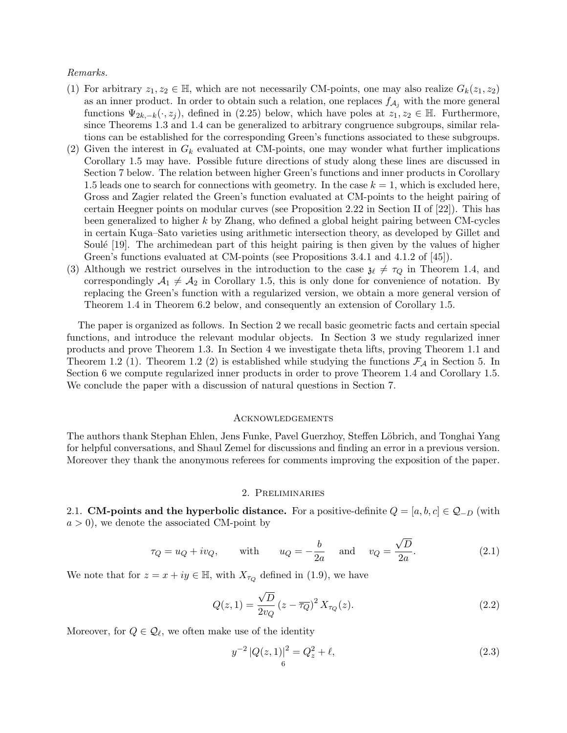*Remarks.*

(1) For arbitrary $z_1, z_2 \in \mathbb{H}$, which are not necessarily CM-points, one may also realize $G_k(z_1, z_2)$ as an inner product. In order to obtain such a relation, one replaces $f_{\mathcal{A}_j}$ with the more general functions $\Psi_{2k,-k}(\cdot, z_j)$, defined in (2.25) below, which have poles at $z_1, z_2 \in \mathbb{H}$. Furthermore, since Theorems 1.3 and 1.4 can be generalized to arbitrary congruence subgroups, similar relations can be established for the corresponding Green's functions associated to these subgroups.
(2) Given the interest in $G_k$ evaluated at CM-points, one may wonder what further implications Corollary 1.5 may have. Possible future directions of study along these lines are discussed in Section 7 below. The relation between higher Green's functions and inner products in Corollary 1.5 leads one to search for connections with geometry. In the case $k = 1$, which is excluded here, Gross and Zagier related the Green's function evaluated at CM-points to the height pairing of certain Heegner points on modular curves (see Proposition 2.22 in Section II of [22]). This has been generalized to higher $k$ by Zhang, who defined a global height pairing between CM-cycles in certain Kuga–Sato varieties using arithmetic intersection theory, as developed by Gillet and Soulé [19]. The archimedean part of this height pairing is then given by the values of higher Green's functions evaluated at CM-points (see Propositions 3.4.1 and 4.1.2 of [45]).
(3) Although we restrict ourselves in the introduction to the case $\mathfrak{z}_\ell \neq \tau_Q$ in Theorem 1.4, and correspondingly $\mathcal{A}_1 \neq \mathcal{A}_2$ in Corollary 1.5, this is only done for convenience of notation. By replacing the Green's function with a regularized version, we obtain a more general version of Theorem 1.4 in Theorem 6.2 below, and consequently an extension of Corollary 1.5.

The paper is organized as follows. In Section 2 we recall basic geometric facts and certain special functions, and introduce the relevant modular objects. In Section 3 we study regularized inner products and prove Theorem 1.3. In Section 4 we investigate theta lifts, proving Theorem 1.1 and Theorem 1.2 (1). Theorem 1.2 (2) is established while studying the functions $\mathcal{F}_{\mathcal{A}}$ in Section 5. In Section 6 we compute regularized inner products in order to prove Theorem 1.4 and Corollary 1.5. We conclude the paper with a discussion of natural questions in Section 7.

## Acknowledgements

The authors thank Stephan Ehlen, Jens Funke, Pavel Guerzhoy, Steffen Löbrich, and Tonghai Yang for helpful conversations, and Shaul Zemel for discussions and finding an error in a previous version. Moreover they thank the anonymous referees for comments improving the exposition of the paper.

## 2. Preliminaries

2.1. **CM-points and the hyperbolic distance.** For a positive-definite $Q = [a, b, c] \in \mathcal{Q}_{-D}$ (with $a > 0$), we denote the associated CM-point by

$$\tau_Q = u_Q + iv_Q, \qquad \text{with} \qquad u_Q = -\frac{b}{2a} \quad \text{and} \quad v_Q = \frac{\sqrt{D}}{2a}. \tag{2.1}$$

We note that for $z = x + iy \in \mathbb{H}$, with $X_{\tau_Q}$ defined in (1.9), we have

$$Q(z, 1) = \frac{\sqrt{D}}{2v_Q} \left(z - \overline{\tau_Q}\right)^2 X_{\tau_Q}(z). \tag{2.2}$$

Moreover, for $Q \in \mathcal{Q}_\ell$, we often make use of the identity

$$y^{-2} \left|Q(z, 1)\right|^2 = Q_z^2 + \ell, \tag{2.3}$$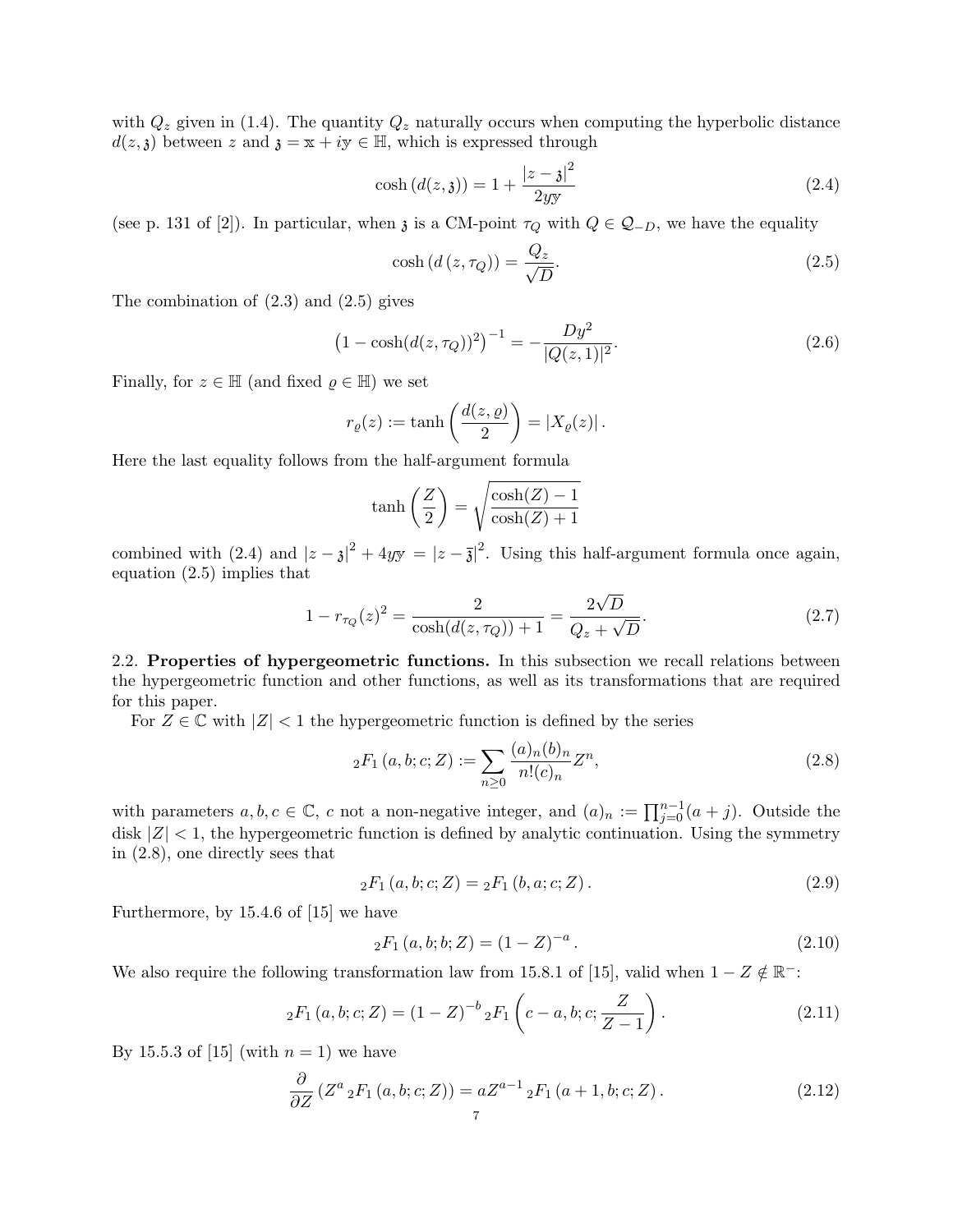with $Q_z$ given in (1.4). The quantity $Q_z$ naturally occurs when computing the hyperbolic distance $d(z, \mathfrak{z})$ between $z$ and $\mathfrak{z} = \mathbb{x} + i\mathbb{y} \in \mathbb{H}$, which is expressed through

$$\cosh\left(d(z, \mathfrak{z})\right) = 1 + \frac{|z - \mathfrak{z}|^2}{2y\mathbb{y}} \tag{2.4}$$

(see p. 131 of [2]). In particular, when $\mathfrak{z}$ is a CM-point $\tau_Q$ with $Q \in \mathcal{Q}_{-D}$, we have the equality

$$\cosh\left(d\left(z, \tau_Q\right)\right) = \frac{Q_z}{\sqrt{D}}. \tag{2.5}$$

The combination of (2.3) and (2.5) gives

$$\left(1 - \cosh(d(z, \tau_Q))^2\right)^{-1} = -\frac{Dy^2}{|Q(z,1)|^2}. \tag{2.6}$$

Finally, for $z \in \mathbb{H}$ (and fixed $\varrho \in \mathbb{H}$) we set

$$r_\varrho(z) := \tanh\left(\frac{d(z, \varrho)}{2}\right) = \left|X_\varrho(z)\right|.$$

Here the last equality follows from the half-argument formula

$$\tanh\left(\frac{Z}{2}\right) = \sqrt{\frac{\cosh(Z) - 1}{\cosh(Z) + 1}}$$

combined with (2.4) and $|z - \mathfrak{z}|^2 + 4y\mathbb{y} = |z - \overline{\mathfrak{z}}|^2$. Using this half-argument formula once again, equation (2.5) implies that

$$1 - r_{\tau_Q}(z)^2 = \frac{2}{\cosh(d(z, \tau_Q)) + 1} = \frac{2\sqrt{D}}{Q_z + \sqrt{D}}. \tag{2.7}$$

## 2.2. **Properties of hypergeometric functions.**

In this subsection we recall relations between the hypergeometric function and other functions, as well as its transformations that are required for this paper.

For $Z \in \mathbb{C}$ with $|Z| < 1$ the hypergeometric function is defined by the series

$${}_2F_1\left(a, b; c; Z\right) := \sum_{n \geq 0} \frac{(a)_n (b)_n}{n!(c)_n} Z^n, \tag{2.8}$$

with parameters $a, b, c \in \mathbb{C}$, $c$ not a non-negative integer, and $(a)_n := \prod_{j=0}^{n-1}(a + j)$. Outside the disk $|Z| < 1$, the hypergeometric function is defined by analytic continuation. Using the symmetry in (2.8), one directly sees that

$${}_2F_1\left(a, b; c; Z\right) = {}_2F_1\left(b, a; c; Z\right). \tag{2.9}$$

Furthermore, by 15.4.6 of [15] we have

$${}_2F_1\left(a, b; b; Z\right) = \left(1 - Z\right)^{-a}. \tag{2.10}$$

We also require the following transformation law from 15.8.1 of [15], valid when $1 - Z \notin \mathbb{R}^-$:

$${}_2F_1\left(a, b; c; Z\right) = \left(1 - Z\right)^{-b} {}_2F_1\left(c - a, b; c; \frac{Z}{Z - 1}\right). \tag{2.11}$$

By 15.5.3 of [15] (with $n = 1$) we have

$$\frac{\partial}{\partial Z}\left(Z^a \, {}_2F_1\left(a, b; c; Z\right)\right) = aZ^{a-1} \, {}_2F_1\left(a + 1, b; c; Z\right). \tag{2.12}$$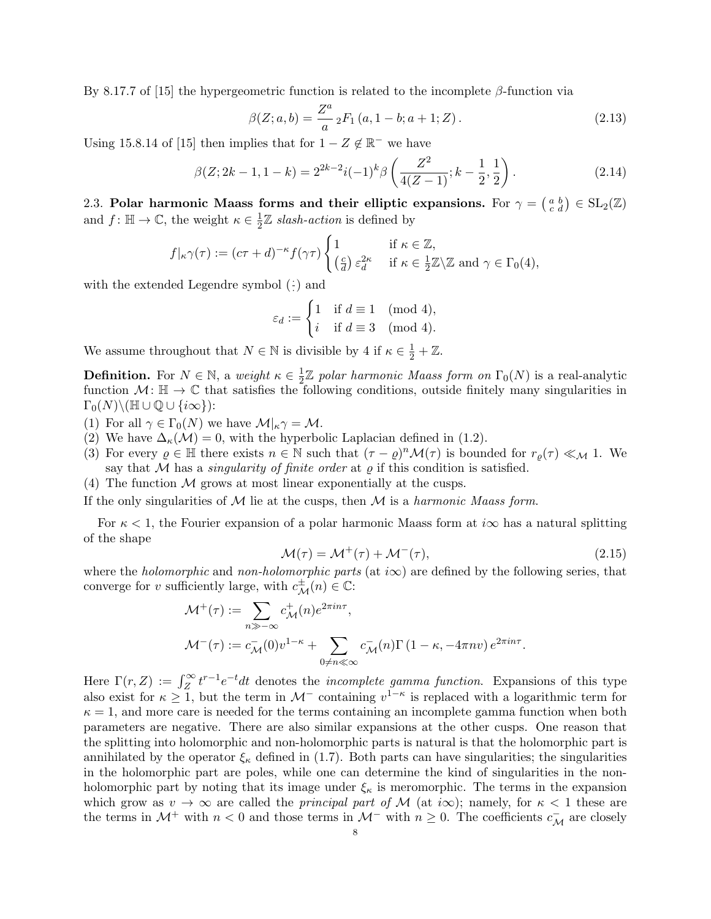By 8.17.7 of [15] the hypergeometric function is related to the incomplete $\beta$-function via

$$\beta(Z;a,b) = \frac{Z^a}{a}\, {}_2F_1\left(a, 1-b; a+1; Z\right). \tag{2.13}$$

Using 15.8.14 of [15] then implies that for $1-Z \notin \mathbb{R}^-$ we have

$$\beta(Z; 2k-1, 1-k) = 2^{2k-2} i (-1)^k \beta\left(\frac{Z^2}{4(Z-1)}; k-\frac{1}{2}, \frac{1}{2}\right). \tag{2.14}$$

2.3. **Polar harmonic Maass forms and their elliptic expansions.** For $\gamma = \left(\begin{smallmatrix} a & b \\ c & d \end{smallmatrix}\right) \in \mathrm{SL}_2(\mathbb{Z})$ and $f\colon \mathbb{H} \to \mathbb{C}$, the weight $\kappa \in \frac{1}{2}\mathbb{Z}$ *slash-action* is defined by

$$f|_\kappa\gamma(\tau) := (c\tau+d)^{-\kappa} f(\gamma\tau) \begin{cases} 1 & \text{if } \kappa \in \mathbb{Z}, \\ \left(\frac{c}{d}\right)\varepsilon_d^{2\kappa} & \text{if } \kappa \in \frac{1}{2}\mathbb{Z}\backslash\mathbb{Z} \text{ and } \gamma \in \Gamma_0(4), \end{cases}$$

with the extended Legendre symbol $\left(\frac{\cdot}{\cdot}\right)$ and

$$\varepsilon_d := \begin{cases} 1 & \text{if } d \equiv 1 \pmod 4, \\ i & \text{if } d \equiv 3 \pmod 4. \end{cases}$$

We assume throughout that $N \in \mathbb{N}$ is divisible by 4 if $\kappa \in \frac{1}{2} + \mathbb{Z}$.

**Definition.** For $N \in \mathbb{N}$, a *weight* $\kappa \in \frac{1}{2}\mathbb{Z}$ *polar harmonic Maass form on* $\Gamma_0(N)$ is a real-analytic function $\mathcal{M}\colon \mathbb{H} \to \mathbb{C}$ that satisfies the following conditions, outside finitely many singularities in $\Gamma_0(N)\backslash(\mathbb{H} \cup \mathbb{Q} \cup \{i\infty\})$:

(1) For all $\gamma \in \Gamma_0(N)$ we have $\mathcal{M}|_\kappa\gamma = \mathcal{M}$.
(2) We have $\Delta_\kappa(\mathcal{M}) = 0$, with the hyperbolic Laplacian defined in (1.2).
(3) For every $\varrho \in \mathbb{H}$ there exists $n \in \mathbb{N}$ such that $(\tau-\varrho)^n\mathcal{M}(\tau)$ is bounded for $r_\varrho(\tau) \ll_{\mathcal{M}} 1$. We say that $\mathcal{M}$ has a *singularity of finite order* at $\varrho$ if this condition is satisfied.
(4) The function $\mathcal{M}$ grows at most linear exponentially at the cusps.

If the only singularities of $\mathcal{M}$ lie at the cusps, then $\mathcal{M}$ is a *harmonic Maass form*.

For $\kappa < 1$, the Fourier expansion of a polar harmonic Maass form at $i\infty$ has a natural splitting of the shape

$$\mathcal{M}(\tau) = \mathcal{M}^+(\tau) + \mathcal{M}^-(\tau), \tag{2.15}$$

where the *holomorphic* and *non-holomorphic parts* (at $i\infty$) are defined by the following series, that converge for $v$ sufficiently large, with $c_{\mathcal{M}}^{\pm}(n) \in \mathbb{C}$:

$$\mathcal{M}^+(\tau) := \sum_{n \gg -\infty} c_{\mathcal{M}}^+(n) e^{2\pi i n\tau},$$

$$\mathcal{M}^-(\tau) := c_{\mathcal{M}}^-(0) v^{1-\kappa} + \sum_{0 \neq n \ll \infty} c_{\mathcal{M}}^-(n)\Gamma\left(1-\kappa, -4\pi n v\right) e^{2\pi i n\tau}.$$

Here $\Gamma(r, Z) := \int_Z^\infty t^{r-1}e^{-t}dt$ denotes the *incomplete gamma function*. Expansions of this type also exist for $\kappa \geq 1$, but the term in $\mathcal{M}^-$ containing $v^{1-\kappa}$ is replaced with a logarithmic term for $\kappa = 1$, and more care is needed for the terms containing an incomplete gamma function when both parameters are negative. There are also similar expansions at the other cusps. One reason that the splitting into holomorphic and non-holomorphic parts is natural is that the holomorphic part is annihilated by the operator $\xi_\kappa$ defined in (1.7). Both parts can have singularities; the singularities in the holomorphic part are poles, while one can determine the kind of singularities in the non-holomorphic part by noting that its image under $\xi_\kappa$ is meromorphic. The terms in the expansion which grow as $v \to \infty$ are called the *principal part of* $\mathcal{M}$ (at $i\infty$); namely, for $\kappa < 1$ these are the terms in $\mathcal{M}^+$ with $n < 0$ and those terms in $\mathcal{M}^-$ with $n \geq 0$. The coefficients $c_{\mathcal{M}}^-$ are closely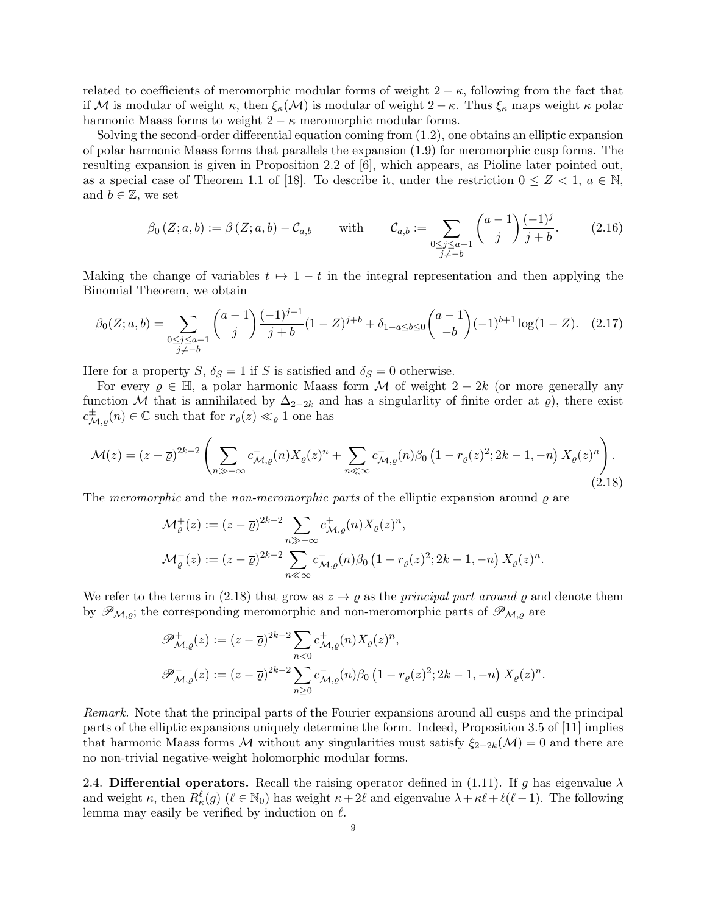related to coefficients of meromorphic modular forms of weight $2-\kappa$, following from the fact that if $\mathcal{M}$ is modular of weight $\kappa$, then $\xi_\kappa(\mathcal{M})$ is modular of weight $2-\kappa$. Thus $\xi_\kappa$ maps weight $\kappa$ polar harmonic Maass forms to weight $2-\kappa$ meromorphic modular forms.

Solving the second-order differential equation coming from (1.2), one obtains an elliptic expansion of polar harmonic Maass forms that parallels the expansion (1.9) for meromorphic cusp forms. The resulting expansion is given in Proposition 2.2 of [6], which appears, as Pioline later pointed out, as a special case of Theorem 1.1 of [18]. To describe it, under the restriction $0 \leq Z < 1$, $a \in \mathbb{N}$, and $b \in \mathbb{Z}$, we set

$$\beta_0\left(Z; a, b\right) := \beta\left(Z; a, b\right) - \mathcal{C}_{a,b} \qquad \text{with} \qquad \mathcal{C}_{a,b} := \sum_{\substack{0 \leq j \leq a-1 \\ j \neq -b}} \binom{a-1}{j} \frac{(-1)^j}{j+b}. \tag{2.16}$$

Making the change of variables $t \mapsto 1-t$ in the integral representation and then applying the Binomial Theorem, we obtain

$$\beta_0(Z; a, b) = \sum_{\substack{0 \leq j \leq a-1 \\ j \neq -b}} \binom{a-1}{j} \frac{(-1)^{j+1}}{j+b} (1-Z)^{j+b} + \delta_{1-a \leq b \leq 0} \binom{a-1}{-b} (-1)^{b+1} \log(1-Z). \tag{2.17}$$

Here for a property $S$, $\delta_S = 1$ if $S$ is satisfied and $\delta_S = 0$ otherwise.

For every $\varrho \in \mathbb{H}$, a polar harmonic Maass form $\mathcal{M}$ of weight $2-2k$ (or more generally any function $\mathcal{M}$ that is annihilated by $\Delta_{2-2k}$ and has a singularity of finite order at $\varrho$), there exist $c_{\mathcal{M},\varrho}^{\pm}(n) \in \mathbb{C}$ such that for $r_\varrho(z) \ll_\varrho 1$ one has

$$\mathcal{M}(z) = (z-\overline{\varrho})^{2k-2} \left( \sum_{n \gg -\infty} c_{\mathcal{M},\varrho}^{+}(n) X_\varrho(z)^n + \sum_{n \ll \infty} c_{\mathcal{M},\varrho}^{-}(n) \beta_0\left(1 - r_\varrho(z)^2; 2k-1, -n\right) X_\varrho(z)^n \right). \tag{2.18}$$

The *meromorphic* and the *non-meromorphic parts* of the elliptic expansion around $\varrho$ are

$$\mathcal{M}_\varrho^{+}(z) := (z-\overline{\varrho})^{2k-2} \sum_{n \gg -\infty} c_{\mathcal{M},\varrho}^{+}(n) X_\varrho(z)^n,$$

$$\mathcal{M}_\varrho^{-}(z) := (z-\overline{\varrho})^{2k-2} \sum_{n \ll \infty} c_{\mathcal{M},\varrho}^{-}(n) \beta_0\left(1 - r_\varrho(z)^2; 2k-1, -n\right) X_\varrho(z)^n.$$

We refer to the terms in (2.18) that grow as $z \to \varrho$ as the *principal part around* $\varrho$ and denote them by $\mathscr{P}_{\mathcal{M},\varrho}$; the corresponding meromorphic and non-meromorphic parts of $\mathscr{P}_{\mathcal{M},\varrho}$ are

$$\mathscr{P}_{\mathcal{M},\varrho}^{+}(z) := (z-\overline{\varrho})^{2k-2} \sum_{n<0} c_{\mathcal{M},\varrho}^{+}(n) X_\varrho(z)^n,$$

$$\mathscr{P}_{\mathcal{M},\varrho}^{-}(z) := (z-\overline{\varrho})^{2k-2} \sum_{n \geq 0} c_{\mathcal{M},\varrho}^{-}(n) \beta_0\left(1 - r_\varrho(z)^2; 2k-1, -n\right) X_\varrho(z)^n.$$

*Remark.* Note that the principal parts of the Fourier expansions around all cusps and the principal parts of the elliptic expansions uniquely determine the form. Indeed, Proposition 3.5 of [11] implies that harmonic Maass forms $\mathcal{M}$ without any singularities must satisfy $\xi_{2-2k}(\mathcal{M}) = 0$ and there are no non-trivial negative-weight holomorphic modular forms.

2.4. **Differential operators.** Recall the raising operator defined in (1.11). If $g$ has eigenvalue $\lambda$ and weight $\kappa$, then $R_\kappa^\ell(g)$ ($\ell \in \mathbb{N}_0$) has weight $\kappa + 2\ell$ and eigenvalue $\lambda + \kappa\ell + \ell(\ell-1)$. The following lemma may easily be verified by induction on $\ell$.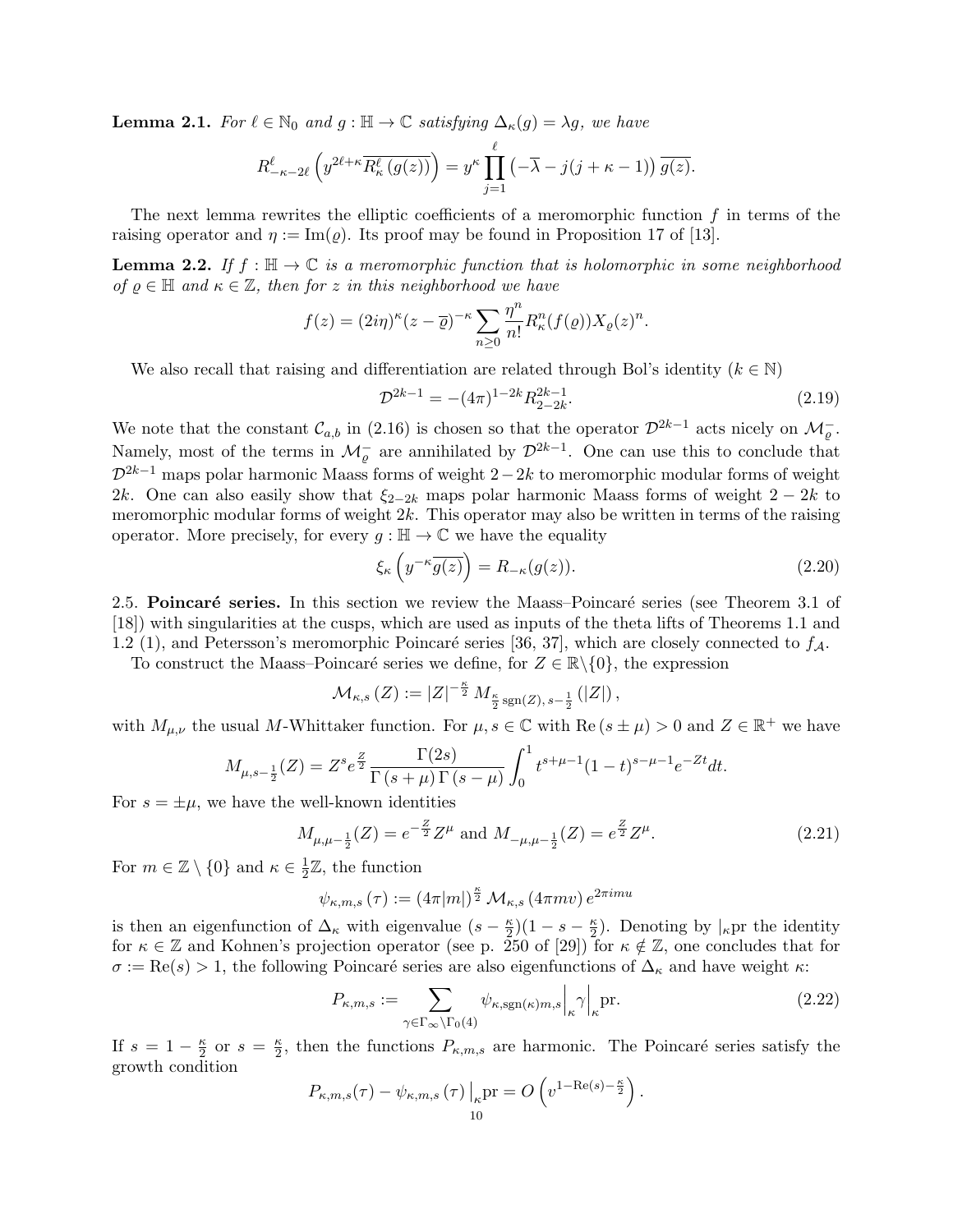**Lemma 2.1.** *For $\ell \in \mathbb{N}_0$ and $g : \mathbb{H} \to \mathbb{C}$ satisfying $\Delta_\kappa(g) = \lambda g$, we have*

$$R_{-\kappa-2\ell}^{\ell}\left(y^{2\ell+\kappa}\overline{R_\kappa^\ell\left(g(z)\right)}\right) = y^\kappa \prod_{j=1}^{\ell}\left(-\overline{\lambda} - j(j+\kappa-1)\right)\overline{g(z)}.$$

The next lemma rewrites the elliptic coefficients of a meromorphic function $f$ in terms of the raising operator and $\eta := \mathrm{Im}(\varrho)$. Its proof may be found in Proposition 17 of [13].

**Lemma 2.2.** *If $f : \mathbb{H} \to \mathbb{C}$ is a meromorphic function that is holomorphic in some neighborhood of $\varrho \in \mathbb{H}$ and $\kappa \in \mathbb{Z}$, then for $z$ in this neighborhood we have*

$$f(z) = (2i\eta)^\kappa (z-\overline{\varrho})^{-\kappa}\sum_{n\geq 0}\frac{\eta^n}{n!}R_\kappa^n(f(\varrho))X_\varrho(z)^n.$$

We also recall that raising and differentiation are related through Bol's identity ($k \in \mathbb{N}$)

$$\mathcal{D}^{2k-1} = -(4\pi)^{1-2k}R_{2-2k}^{2k-1}. \tag{2.19}$$

We note that the constant $\mathcal{C}_{a,b}$ in (2.16) is chosen so that the operator $\mathcal{D}^{2k-1}$ acts nicely on $\mathcal{M}_\varrho^-$. Namely, most of the terms in $\mathcal{M}_\varrho^-$ are annihilated by $\mathcal{D}^{2k-1}$. One can use this to conclude that $\mathcal{D}^{2k-1}$ maps polar harmonic Maass forms of weight $2-2k$ to meromorphic modular forms of weight $2k$. One can also easily show that $\xi_{2-2k}$ maps polar harmonic Maass forms of weight $2-2k$ to meromorphic modular forms of weight $2k$. This operator may also be written in terms of the raising operator. More precisely, for every $g : \mathbb{H} \to \mathbb{C}$ we have the equality

$$\xi_\kappa\left(y^{-\kappa}\overline{g(z)}\right) = R_{-\kappa}(g(z)). \tag{2.20}$$

2.5. **Poincaré series.** In this section we review the Maass–Poincaré series (see Theorem 3.1 of [18]) with singularities at the cusps, which are used as inputs of the theta lifts of Theorems 1.1 and 1.2 (1), and Petersson's meromorphic Poincaré series [36, 37], which are closely connected to $f_{\mathcal{A}}$.

To construct the Maass–Poincaré series we define, for $Z \in \mathbb{R}\backslash\{0\}$, the expression

$$\mathcal{M}_{\kappa,s}\left(Z\right) := |Z|^{-\frac{\kappa}{2}}M_{\frac{\kappa}{2}\operatorname{sgn}(Z),\, s-\frac{1}{2}}\left(|Z|\right),$$

with $M_{\mu,\nu}$ the usual $M$-Whittaker function. For $\mu, s \in \mathbb{C}$ with $\mathrm{Re}\left(s \pm \mu\right) > 0$ and $Z \in \mathbb{R}^+$ we have

$$M_{\mu,s-\frac{1}{2}}(Z) = Z^s e^{\frac{Z}{2}}\frac{\Gamma(2s)}{\Gamma\left(s+\mu\right)\Gamma\left(s-\mu\right)}\int_0^1 t^{s+\mu-1}(1-t)^{s-\mu-1}e^{-Zt}dt.$$

For $s = \pm\mu$, we have the well-known identities

$$M_{\mu,\mu-\frac{1}{2}}(Z) = e^{-\frac{Z}{2}}Z^\mu \text{ and } M_{-\mu,\mu-\frac{1}{2}}(Z) = e^{\frac{Z}{2}}Z^\mu. \tag{2.21}$$

For $m \in \mathbb{Z}\setminus\{0\}$ and $\kappa \in \frac{1}{2}\mathbb{Z}$, the function

$$\psi_{\kappa,m,s}\left(\tau\right) := (4\pi|m|)^{\frac{\kappa}{2}}\,\mathcal{M}_{\kappa,s}\left(4\pi m v\right)e^{2\pi i m u}$$

is then an eigenfunction of $\Delta_\kappa$ with eigenvalue $(s-\frac{\kappa}{2})(1-s-\frac{\kappa}{2})$. Denoting by $|_\kappa\mathrm{pr}$ the identity for $\kappa \in \mathbb{Z}$ and Kohnen's projection operator (see p. 250 of [29]) for $\kappa \notin \mathbb{Z}$, one concludes that for $\sigma := \mathrm{Re}(s) > 1$, the following Poincaré series are also eigenfunctions of $\Delta_\kappa$ and have weight $\kappa$:

$$P_{\kappa,m,s} := \sum_{\gamma\in\Gamma_\infty\backslash\Gamma_0(4)}\psi_{\kappa,\operatorname{sgn}(\kappa)m,s}\Big|_\kappa\gamma\Big|_\kappa\mathrm{pr}. \tag{2.22}$$

If $s = 1-\frac{\kappa}{2}$ or $s = \frac{\kappa}{2}$, then the functions $P_{\kappa,m,s}$ are harmonic. The Poincaré series satisfy the growth condition

$$P_{\kappa,m,s}(\tau) - \psi_{\kappa,m,s}\left(\tau\right)\big|_\kappa\mathrm{pr} = O\left(v^{1-\mathrm{Re}(s)-\frac{\kappa}{2}}\right).$$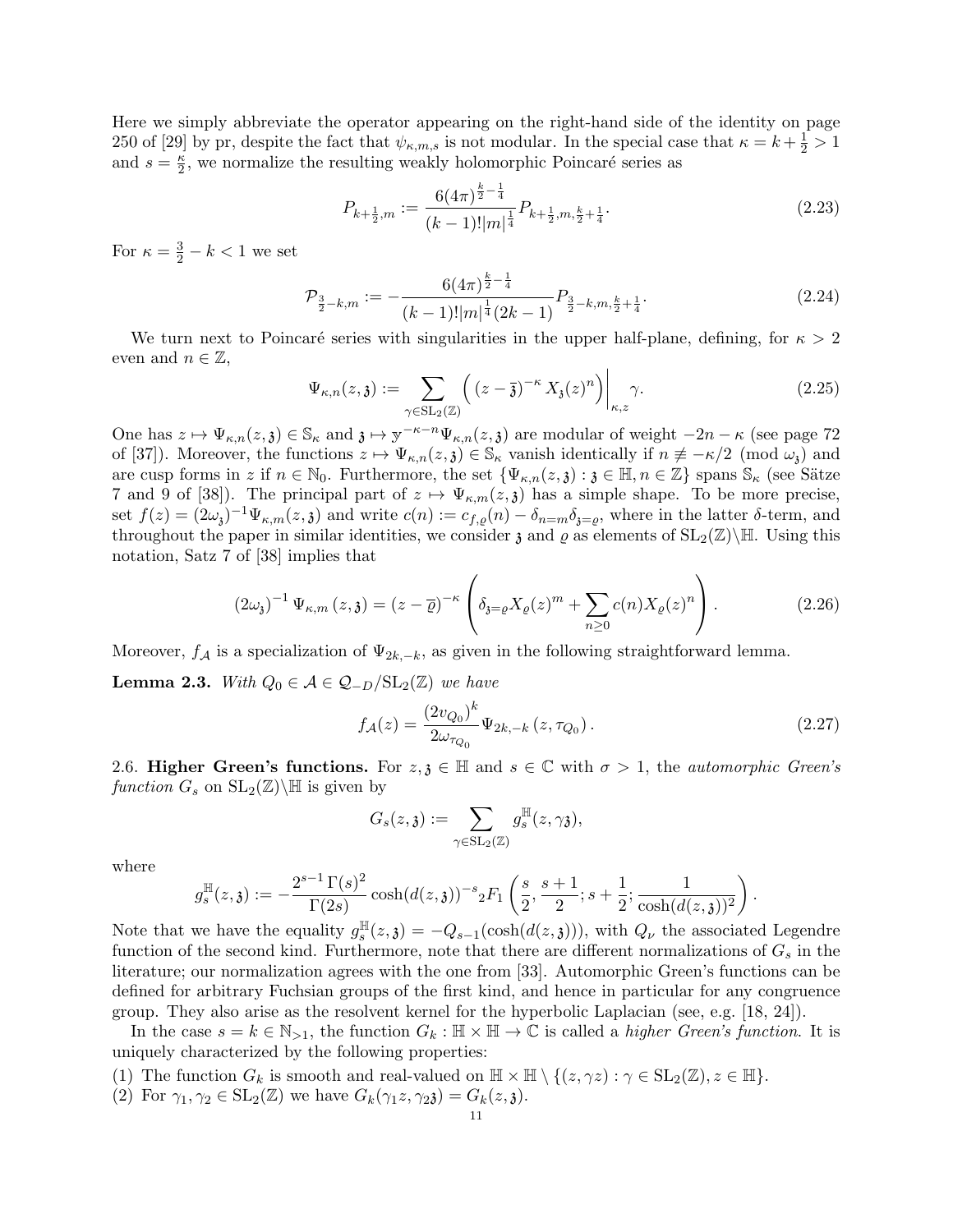Here we simply abbreviate the operator appearing on the right-hand side of the identity on page 250 of [29] by pr, despite the fact that $\psi_{\kappa,m,s}$ is not modular. In the special case that $\kappa = k+\frac{1}{2} > 1$ and $s = \frac{\kappa}{2}$, we normalize the resulting weakly holomorphic Poincaré series as

$$P_{k+\frac{1}{2},m} := \frac{6(4\pi)^{\frac{k}{2}-\frac{1}{4}}}{(k-1)!|m|^{\frac{1}{4}}} P_{k+\frac{1}{2},m,\frac{k}{2}+\frac{1}{4}}. \tag{2.23}$$

For $\kappa = \frac{3}{2}-k < 1$ we set

$$\mathcal{P}_{\frac{3}{2}-k,m} := -\frac{6(4\pi)^{\frac{k}{2}-\frac{1}{4}}}{(k-1)!|m|^{\frac{1}{4}}(2k-1)} P_{\frac{3}{2}-k,m,\frac{k}{2}+\frac{1}{4}}. \tag{2.24}$$

We turn next to Poincaré series with singularities in the upper half-plane, defining, for $\kappa > 2$ even and $n \in \mathbb{Z}$,

$$\Psi_{\kappa,n}(z,\mathfrak{z}) := \sum_{\gamma\in\mathrm{SL}_2(\mathbb{Z})} \left( (z-\overline{\mathfrak{z}})^{-\kappa} X_{\mathfrak{z}}(z)^n \right)\Big|_{\kappa,z}\gamma. \tag{2.25}$$

One has $z \mapsto \Psi_{\kappa,n}(z,\mathfrak{z}) \in \mathbb{S}_\kappa$ and $\mathfrak{z} \mapsto \mathfrak{y}^{-\kappa-n}\Psi_{\kappa,n}(z,\mathfrak{z})$ are modular of weight $-2n-\kappa$ (see page 72 of [37]). Moreover, the functions $z \mapsto \Psi_{\kappa,n}(z,\mathfrak{z}) \in \mathbb{S}_\kappa$ vanish identically if $n \not\equiv -\kappa/2 \pmod{\omega_{\mathfrak{z}}}$ and are cusp forms in $z$ if $n \in \mathbb{N}_0$. Furthermore, the set $\{\Psi_{\kappa,n}(z,\mathfrak{z}) : \mathfrak{z} \in \mathbb{H}, n \in \mathbb{Z}\}$ spans $\mathbb{S}_\kappa$ (see Sätze 7 and 9 of [38]). The principal part of $z \mapsto \Psi_{\kappa,m}(z,\mathfrak{z})$ has a simple shape. To be more precise, set $f(z) = (2\omega_{\mathfrak{z}})^{-1}\Psi_{\kappa,m}(z,\mathfrak{z})$ and write $c(n) := c_{f,\varrho}(n) - \delta_{n=m}\delta_{\mathfrak{z}=\varrho}$, where in the latter $\delta$-term, and throughout the paper in similar identities, we consider $\mathfrak{z}$ and $\varrho$ as elements of $\mathrm{SL}_2(\mathbb{Z})\backslash\mathbb{H}$. Using this notation, Satz 7 of [38] implies that

$$(2\omega_{\mathfrak{z}})^{-1}\Psi_{\kappa,m}(z,\mathfrak{z}) = (z-\overline{\varrho})^{-\kappa}\left(\delta_{\mathfrak{z}=\varrho}X_\varrho(z)^m + \sum_{n\geq 0} c(n)X_\varrho(z)^n\right). \tag{2.26}$$

Moreover, $f_{\mathcal{A}}$ is a specialization of $\Psi_{2k,-k}$, as given in the following straightforward lemma.

**Lemma 2.3.** *With $Q_0 \in \mathcal{A} \in \mathcal{Q}_{-D}/\mathrm{SL}_2(\mathbb{Z})$ we have*

$$f_{\mathcal{A}}(z) = \frac{(2v_{Q_0})^k}{2\omega_{\tau_{Q_0}}}\Psi_{2k,-k}(z,\tau_{Q_0}). \tag{2.27}$$

2.6. **Higher Green's functions.** For $z,\mathfrak{z} \in \mathbb{H}$ and $s \in \mathbb{C}$ with $\sigma > 1$, the *automorphic Green's function* $G_s$ on $\mathrm{SL}_2(\mathbb{Z})\backslash\mathbb{H}$ is given by

$$G_s(z,\mathfrak{z}) := \sum_{\gamma\in\mathrm{SL}_2(\mathbb{Z})} g_s^{\mathbb{H}}(z,\gamma\mathfrak{z}),$$

where

$$g_s^{\mathbb{H}}(z,\mathfrak{z}) := -\frac{2^{s-1}\Gamma(s)^2}{\Gamma(2s)}\cosh(d(z,\mathfrak{z}))^{-s}{}_2F_1\left(\frac{s}{2},\frac{s+1}{2};s+\frac{1}{2};\frac{1}{\cosh(d(z,\mathfrak{z}))^2}\right).$$

Note that we have the equality $g_s^{\mathbb{H}}(z,\mathfrak{z}) = -Q_{s-1}(\cosh(d(z,\mathfrak{z})))$, with $Q_\nu$ the associated Legendre function of the second kind. Furthermore, note that there are different normalizations of $G_s$ in the literature; our normalization agrees with the one from [33]. Automorphic Green's functions can be defined for arbitrary Fuchsian groups of the first kind, and hence in particular for any congruence group. They also arise as the resolvent kernel for the hyperbolic Laplacian (see, e.g. [18, 24]).

In the case $s = k \in \mathbb{N}_{>1}$, the function $G_k : \mathbb{H}\times\mathbb{H} \to \mathbb{C}$ is called a *higher Green's function*. It is uniquely characterized by the following properties:

(1) The function $G_k$ is smooth and real-valued on $\mathbb{H}\times\mathbb{H} \setminus \{(z,\gamma z) : \gamma \in \mathrm{SL}_2(\mathbb{Z}), z \in \mathbb{H}\}$.
(2) For $\gamma_1,\gamma_2 \in \mathrm{SL}_2(\mathbb{Z})$ we have $G_k(\gamma_1 z,\gamma_2\mathfrak{z}) = G_k(z,\mathfrak{z})$.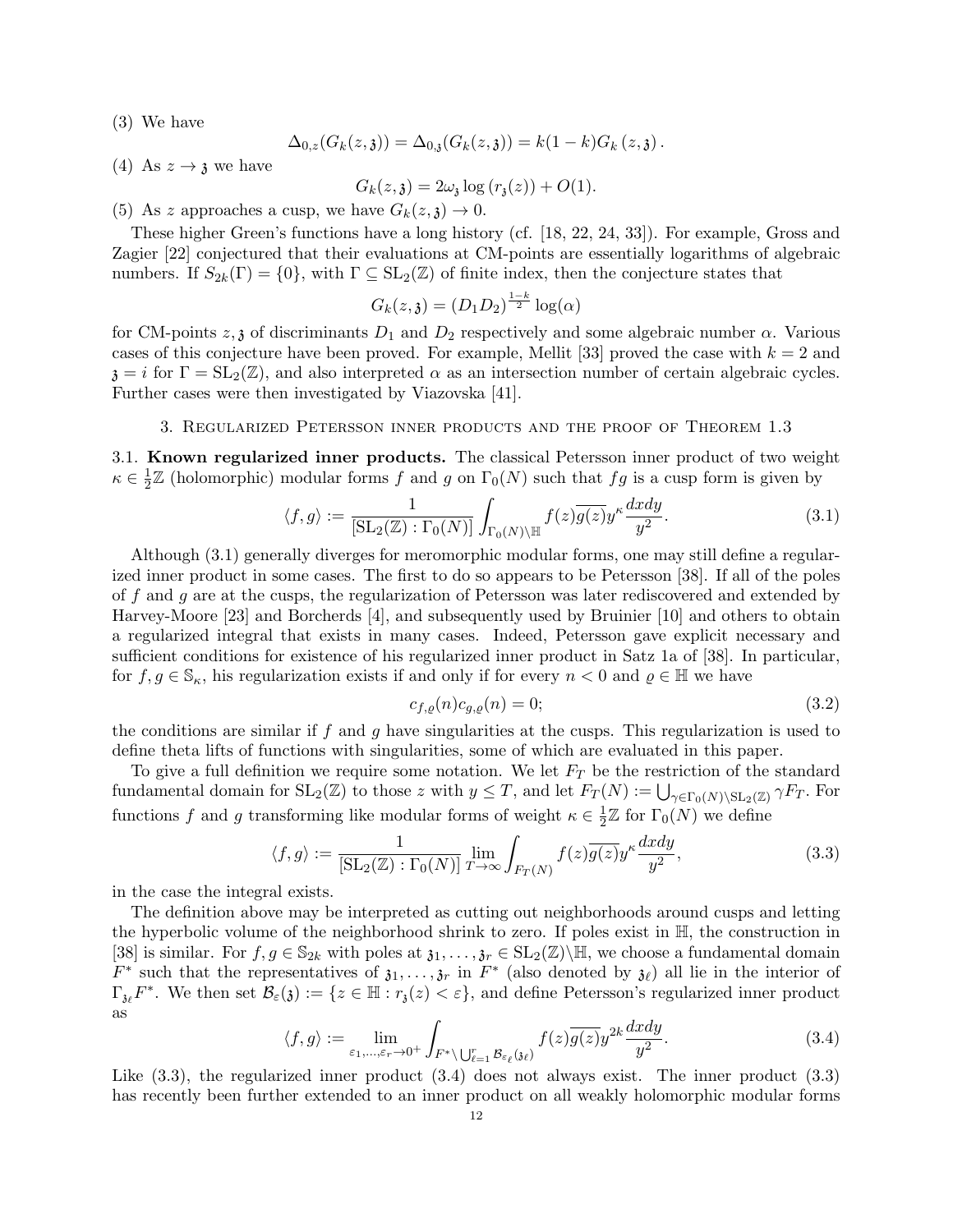(3) We have

$$\Delta_{0,z}(G_k(z,\mathfrak{z})) = \Delta_{0,\mathfrak{z}}(G_k(z,\mathfrak{z})) = k(1-k)G_k(z,\mathfrak{z}).$$

(4) As $z \to \mathfrak{z}$ we have

$$G_k(z,\mathfrak{z}) = 2\omega_{\mathfrak{z}} \log(r_{\mathfrak{z}}(z)) + O(1).$$

(5) As $z$ approaches a cusp, we have $G_k(z,\mathfrak{z}) \to 0$.

These higher Green's functions have a long history (cf. [18, 22, 24, 33]). For example, Gross and Zagier [22] conjectured that their evaluations at CM-points are essentially logarithms of algebraic numbers. If $S_{2k}(\Gamma) = \{0\}$, with $\Gamma \subseteq \mathrm{SL}_2(\mathbb{Z})$ of finite index, then the conjecture states that

$$G_k(z,\mathfrak{z}) = (D_1D_2)^{\frac{1-k}{2}} \log(\alpha)$$

for CM-points $z, \mathfrak{z}$ of discriminants $D_1$ and $D_2$ respectively and some algebraic number $\alpha$. Various cases of this conjecture have been proved. For example, Mellit [33] proved the case with $k=2$ and $\mathfrak{z} = i$ for $\Gamma = \mathrm{SL}_2(\mathbb{Z})$, and also interpreted $\alpha$ as an intersection number of certain algebraic cycles. Further cases were then investigated by Viazovska [41].

## 3. Regularized Petersson inner products and the proof of Theorem 1.3

**3.1. Known regularized inner products.** The classical Petersson inner product of two weight $\kappa \in \frac{1}{2}\mathbb{Z}$ (holomorphic) modular forms $f$ and $g$ on $\Gamma_0(N)$ such that $fg$ is a cusp form is given by

$$\langle f, g\rangle := \frac{1}{[\mathrm{SL}_2(\mathbb{Z}) : \Gamma_0(N)]} \int_{\Gamma_0(N)\backslash\mathbb{H}} f(z)\overline{g(z)} y^{\kappa} \frac{dxdy}{y^2}. \tag{3.1}$$

Although (3.1) generally diverges for meromorphic modular forms, one may still define a regularized inner product in some cases. The first to do so appears to be Petersson [38]. If all of the poles of $f$ and $g$ are at the cusps, the regularization of Petersson was later rediscovered and extended by Harvey-Moore [23] and Borcherds [4], and subsequently used by Bruinier [10] and others to obtain a regularized integral that exists in many cases. Indeed, Petersson gave explicit necessary and sufficient conditions for existence of his regularized inner product in Satz 1a of [38]. In particular, for $f, g \in \mathbb{S}_\kappa$, his regularization exists if and only if for every $n < 0$ and $\varrho \in \mathbb{H}$ we have

$$c_{f,\varrho}(n) c_{g,\varrho}(n) = 0; \tag{3.2}$$

the conditions are similar if $f$ and $g$ have singularities at the cusps. This regularization is used to define theta lifts of functions with singularities, some of which are evaluated in this paper.

To give a full definition we require some notation. We let $F_T$ be the restriction of the standard fundamental domain for $\mathrm{SL}_2(\mathbb{Z})$ to those $z$ with $y \leq T$, and let $F_T(N) := \bigcup_{\gamma \in \Gamma_0(N)\backslash \mathrm{SL}_2(\mathbb{Z})} \gamma F_T$. For functions $f$ and $g$ transforming like modular forms of weight $\kappa \in \frac{1}{2}\mathbb{Z}$ for $\Gamma_0(N)$ we define

$$\langle f, g\rangle := \frac{1}{[\mathrm{SL}_2(\mathbb{Z}) : \Gamma_0(N)]} \lim_{T\to\infty} \int_{F_T(N)} f(z)\overline{g(z)} y^{\kappa} \frac{dxdy}{y^2}, \tag{3.3}$$

in the case the integral exists.

The definition above may be interpreted as cutting out neighborhoods around cusps and letting the hyperbolic volume of the neighborhood shrink to zero. If poles exist in $\mathbb{H}$, the construction in [38] is similar. For $f, g \in \mathbb{S}_{2k}$ with poles at $\mathfrak{z}_1, \ldots, \mathfrak{z}_r \in \mathrm{SL}_2(\mathbb{Z})\backslash\mathbb{H}$, we choose a fundamental domain $F^*$ such that the representatives of $\mathfrak{z}_1, \ldots, \mathfrak{z}_r$ in $F^*$ (also denoted by $\mathfrak{z}_\ell$) all lie in the interior of $\Gamma_{\mathfrak{z}_\ell} F^*$. We then set $\mathcal{B}_\varepsilon(\mathfrak{z}) := \{z \in \mathbb{H} : r_{\mathfrak{z}}(z) < \varepsilon\}$, and define Petersson's regularized inner product as

$$\langle f, g\rangle := \lim_{\varepsilon_1,\ldots,\varepsilon_r \to 0^+} \int_{F^* \setminus \bigcup_{\ell=1}^r \mathcal{B}_{\varepsilon_\ell}(\mathfrak{z}_\ell)} f(z)\overline{g(z)} y^{2k} \frac{dxdy}{y^2}. \tag{3.4}$$

Like (3.3), the regularized inner product (3.4) does not always exist. The inner product (3.3) has recently been further extended to an inner product on all weakly holomorphic modular forms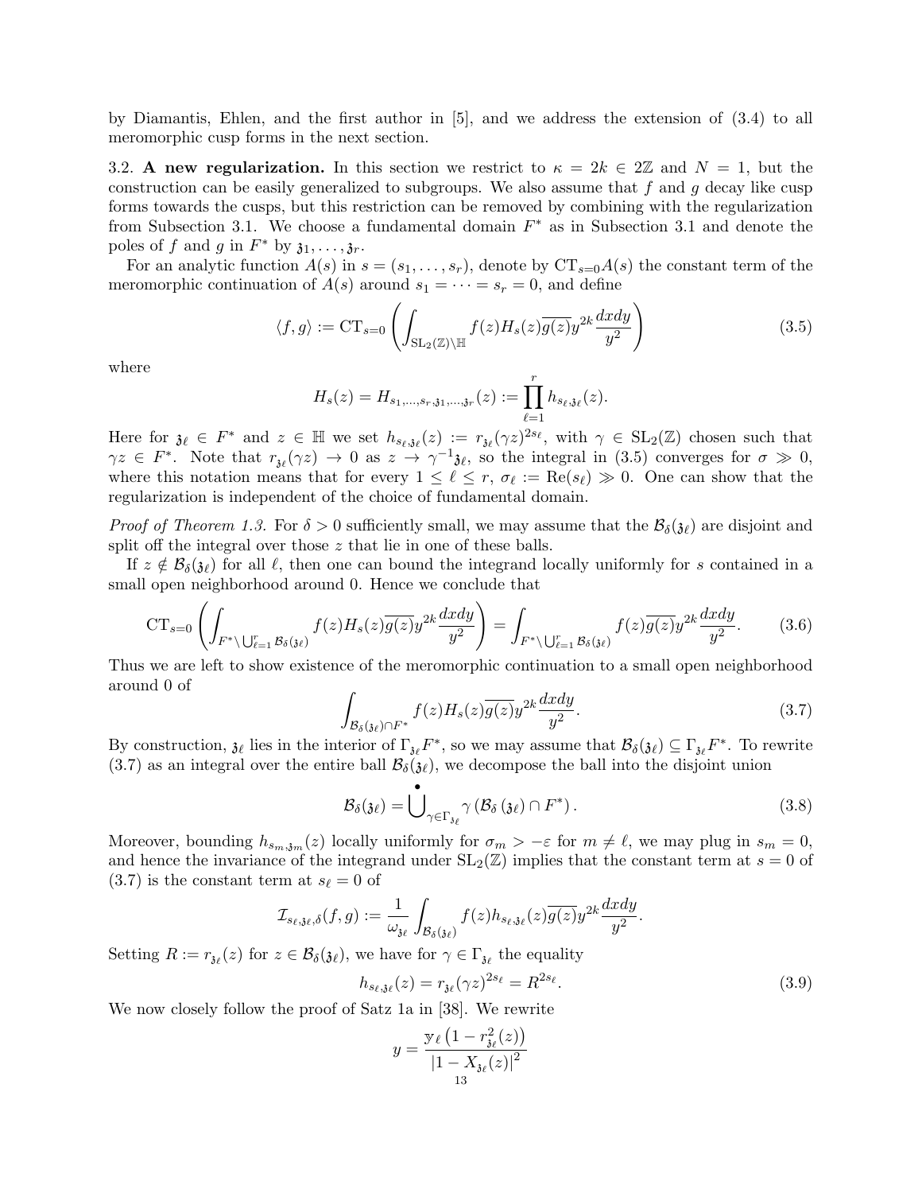by Diamantis, Ehlen, and the first author in [5], and we address the extension of (3.4) to all meromorphic cusp forms in the next section.

3.2. **A new regularization.** In this section we restrict to $\kappa = 2k \in 2\mathbb{Z}$ and $N = 1$, but the construction can be easily generalized to subgroups. We also assume that $f$ and $g$ decay like cusp forms towards the cusps, but this restriction can be removed by combining with the regularization from Subsection 3.1. We choose a fundamental domain $F^*$ as in Subsection 3.1 and denote the poles of $f$ and $g$ in $F^*$ by $\mathfrak{z}_1, \ldots, \mathfrak{z}_r$.

For an analytic function $A(s)$ in $s = (s_1, \ldots, s_r)$, denote by $\mathrm{CT}_{s=0} A(s)$ the constant term of the meromorphic continuation of $A(s)$ around $s_1 = \cdots = s_r = 0$, and define

$$\langle f, g \rangle := \mathrm{CT}_{s=0} \left( \int_{\mathrm{SL}_2(\mathbb{Z}) \backslash \mathbb{H}} f(z) H_s(z) \overline{g(z)} y^{2k} \frac{dxdy}{y^2} \right) \tag{3.5}$$

where

$$H_s(z) = H_{s_1, \ldots, s_r, \mathfrak{z}_1, \ldots, \mathfrak{z}_r}(z) := \prod_{\ell=1}^{r} h_{s_\ell, \mathfrak{z}_\ell}(z).$$

Here for $\mathfrak{z}_\ell \in F^*$ and $z \in \mathbb{H}$ we set $h_{s_\ell, \mathfrak{z}_\ell}(z) := r_{\mathfrak{z}_\ell}(\gamma z)^{2s_\ell}$, with $\gamma \in \mathrm{SL}_2(\mathbb{Z})$ chosen such that $\gamma z \in F^*$. Note that $r_{\mathfrak{z}_\ell}(\gamma z) \to 0$ as $z \to \gamma^{-1} \mathfrak{z}_\ell$, so the integral in (3.5) converges for $\sigma \gg 0$, where this notation means that for every $1 \leq \ell \leq r$, $\sigma_\ell := \mathrm{Re}(s_\ell) \gg 0$. One can show that the regularization is independent of the choice of fundamental domain.

*Proof of Theorem 1.3.* For $\delta > 0$ sufficiently small, we may assume that the $\mathcal{B}_\delta(\mathfrak{z}_\ell)$ are disjoint and split off the integral over those $z$ that lie in one of these balls.

If $z \notin \mathcal{B}_\delta(\mathfrak{z}_\ell)$ for all $\ell$, then one can bound the integrand locally uniformly for $s$ contained in a small open neighborhood around 0. Hence we conclude that

$$\mathrm{CT}_{s=0} \left( \int_{F^* \setminus \bigcup_{\ell=1}^{r} \mathcal{B}_\delta(\mathfrak{z}_\ell)} f(z) H_s(z) \overline{g(z)} y^{2k} \frac{dxdy}{y^2} \right) = \int_{F^* \setminus \bigcup_{\ell=1}^{r} \mathcal{B}_\delta(\mathfrak{z}_\ell)} f(z) \overline{g(z)} y^{2k} \frac{dxdy}{y^2}. \tag{3.6}$$

Thus we are left to show existence of the meromorphic continuation to a small open neighborhood around 0 of

$$\int_{\mathcal{B}_\delta(\mathfrak{z}_\ell) \cap F^*} f(z) H_s(z) \overline{g(z)} y^{2k} \frac{dxdy}{y^2}. \tag{3.7}$$

By construction, $\mathfrak{z}_\ell$ lies in the interior of $\Gamma_{\mathfrak{z}_\ell} F^*$, so we may assume that $\mathcal{B}_\delta(\mathfrak{z}_\ell) \subseteq \Gamma_{\mathfrak{z}_\ell} F^*$. To rewrite (3.7) as an integral over the entire ball $\mathcal{B}_\delta(\mathfrak{z}_\ell)$, we decompose the ball into the disjoint union

$$\mathcal{B}_\delta(\mathfrak{z}_\ell) = \dot{\bigcup_{\gamma \in \Gamma_{\mathfrak{z}_\ell}}} \gamma \left( \mathcal{B}_\delta\left(\mathfrak{z}_\ell\right) \cap F^* \right). \tag{3.8}$$

Moreover, bounding $h_{s_m, \mathfrak{z}_m}(z)$ locally uniformly for $\sigma_m > -\varepsilon$ for $m \neq \ell$, we may plug in $s_m = 0$, and hence the invariance of the integrand under $\mathrm{SL}_2(\mathbb{Z})$ implies that the constant term at $s = 0$ of (3.7) is the constant term at $s_\ell = 0$ of

$$\mathcal{I}_{s_\ell, \mathfrak{z}_\ell, \delta}(f, g) := \frac{1}{\omega_{\mathfrak{z}_\ell}} \int_{\mathcal{B}_\delta(\mathfrak{z}_\ell)} f(z) h_{s_\ell, \mathfrak{z}_\ell}(z) \overline{g(z)} y^{2k} \frac{dxdy}{y^2}.$$

Setting $R := r_{\mathfrak{z}_\ell}(z)$ for $z \in \mathcal{B}_\delta(\mathfrak{z}_\ell)$, we have for $\gamma \in \Gamma_{\mathfrak{z}_\ell}$ the equality

$$h_{s_\ell, \mathfrak{z}_\ell}(z) = r_{\mathfrak{z}_\ell}(\gamma z)^{2s_\ell} = R^{2s_\ell}. \tag{3.9}$$

We now closely follow the proof of Satz 1a in [38]. We rewrite

$$y = \frac{\mathbb{y}_\ell \left(1 - r_{\mathfrak{z}_\ell}^2(z)\right)}{\left|1 - X_{\mathfrak{z}_\ell}(z)\right|^2}$$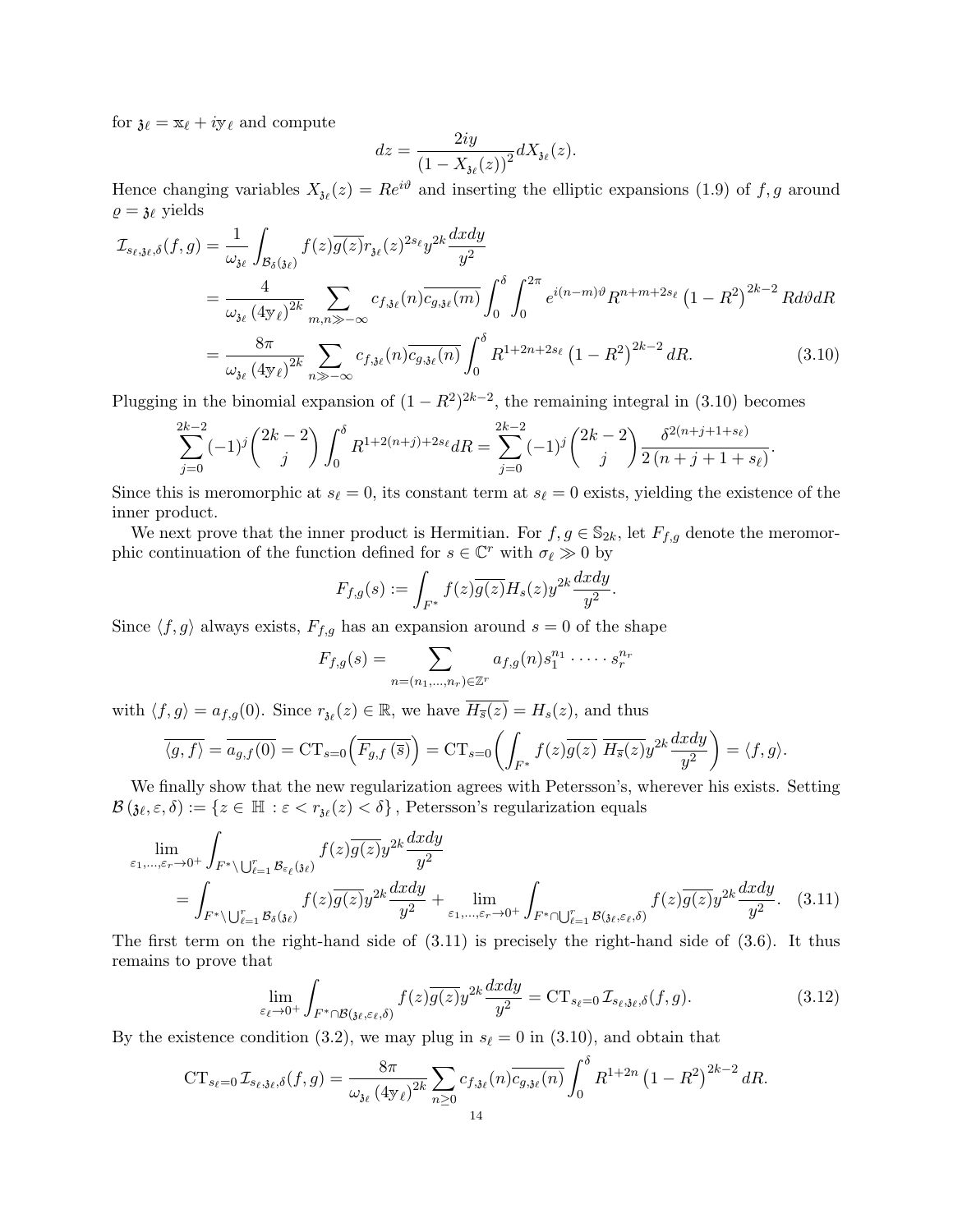for $\mathfrak{z}_\ell = \mathbb{x}_\ell + i\mathbb{y}_\ell$ and compute

$$dz = \frac{2iy}{\left(1 - X_{\mathfrak{z}_\ell}(z)\right)^2} dX_{\mathfrak{z}_\ell}(z).$$

Hence changing variables $X_{\mathfrak{z}_\ell}(z) = Re^{i\vartheta}$ and inserting the elliptic expansions (1.9) of $f, g$ around $\varrho = \mathfrak{z}_\ell$ yields

$$\begin{aligned}
\mathcal{I}_{s_\ell,\mathfrak{z}_\ell,\delta}(f,g) &= \frac{1}{\omega_{\mathfrak{z}_\ell}} \int_{\mathcal{B}_\delta(\mathfrak{z}_\ell)} f(z)\overline{g(z)} r_{\mathfrak{z}_\ell}(z)^{2s_\ell} y^{2k} \frac{dxdy}{y^2} \\
&= \frac{4}{\omega_{\mathfrak{z}_\ell}\left(4\mathbb{y}_\ell\right)^{2k}} \sum_{m,n \gg -\infty} c_{f,\mathfrak{z}_\ell}(n)\overline{c_{g,\mathfrak{z}_\ell}(m)} \int_0^\delta \int_0^{2\pi} e^{i(n-m)\vartheta} R^{n+m+2s_\ell} \left(1 - R^2\right)^{2k-2} R d\vartheta dR \\
&= \frac{8\pi}{\omega_{\mathfrak{z}_\ell}\left(4\mathbb{y}_\ell\right)^{2k}} \sum_{n \gg -\infty} c_{f,\mathfrak{z}_\ell}(n)\overline{c_{g,\mathfrak{z}_\ell}(n)} \int_0^\delta R^{1+2n+2s_\ell}\left(1-R^2\right)^{2k-2} dR. \qquad (3.10)
\end{aligned}$$

Plugging in the binomial expansion of $(1-R^2)^{2k-2}$, the remaining integral in (3.10) becomes

$$\sum_{j=0}^{2k-2} (-1)^j \binom{2k-2}{j} \int_0^\delta R^{1+2(n+j)+2s_\ell} dR = \sum_{j=0}^{2k-2} (-1)^j \binom{2k-2}{j} \frac{\delta^{2(n+j+1+s_\ell)}}{2\left(n+j+1+s_\ell\right)}.$$

Since this is meromorphic at $s_\ell = 0$, its constant term at $s_\ell = 0$ exists, yielding the existence of the inner product.

We next prove that the inner product is Hermitian. For $f, g \in \mathbb{S}_{2k}$, let $F_{f,g}$ denote the meromorphic continuation of the function defined for $s \in \mathbb{C}^r$ with $\sigma_\ell \gg 0$ by

$$F_{f,g}(s) := \int_{F^*} f(z)\overline{g(z)} H_s(z) y^{2k} \frac{dxdy}{y^2}.$$

Since $\langle f, g\rangle$ always exists, $F_{f,g}$ has an expansion around $s = 0$ of the shape

$$F_{f,g}(s) = \sum_{n=(n_1,\ldots,n_r)\in\mathbb{Z}^r} a_{f,g}(n) s_1^{n_1} \cdot \cdots \cdot s_r^{n_r}$$

with $\langle f, g\rangle = a_{f,g}(0)$. Since $r_{\mathfrak{z}_\ell}(z) \in \mathbb{R}$, we have $\overline{H_{\overline{s}}(z)} = H_s(z)$, and thus

$$\overline{\langle g, f\rangle} = \overline{a_{g,f}(0)} = \mathrm{CT}_{s=0}\Big(\overline{F_{g,f}\left(\overline{s}\right)}\Big) = \mathrm{CT}_{s=0}\bigg(\int_{F^*} f(z)\overline{g(z)}\ \overline{H_{\overline{s}}(z)} y^{2k} \frac{dxdy}{y^2}\bigg) = \langle f, g\rangle.$$

We finally show that the new regularization agrees with Petersson's, wherever his exists. Setting $\mathcal{B}\left(\mathfrak{z}_\ell, \varepsilon, \delta\right) := \{z \in \mathbb{H} : \varepsilon < r_{\mathfrak{z}_\ell}(z) < \delta\}$, Petersson's regularization equals

$$\begin{aligned}
&\lim_{\varepsilon_1,\ldots,\varepsilon_r \to 0^+} \int_{F^* \setminus \bigcup_{\ell=1}^r \mathcal{B}_{\varepsilon_\ell}(\mathfrak{z}_\ell)} f(z)\overline{g(z)} y^{2k} \frac{dxdy}{y^2} \\
&\quad = \int_{F^* \setminus \bigcup_{\ell=1}^r \mathcal{B}_\delta(\mathfrak{z}_\ell)} f(z)\overline{g(z)} y^{2k} \frac{dxdy}{y^2} + \lim_{\varepsilon_1,\ldots,\varepsilon_r \to 0^+} \int_{F^* \cap \bigcup_{\ell=1}^r \mathcal{B}(\mathfrak{z}_\ell,\varepsilon_\ell,\delta)} f(z)\overline{g(z)} y^{2k} \frac{dxdy}{y^2}. \quad (3.11)
\end{aligned}$$

The first term on the right-hand side of (3.11) is precisely the right-hand side of (3.6). It thus remains to prove that

$$\lim_{\varepsilon_\ell \to 0^+} \int_{F^* \cap \mathcal{B}(\mathfrak{z}_\ell,\varepsilon_\ell,\delta)} f(z)\overline{g(z)} y^{2k} \frac{dxdy}{y^2} = \mathrm{CT}_{s_\ell=0} \mathcal{I}_{s_\ell,\mathfrak{z}_\ell,\delta}(f,g). \qquad (3.12)$$

By the existence condition (3.2), we may plug in $s_\ell = 0$ in (3.10), and obtain that

$$\mathrm{CT}_{s_\ell=0} \mathcal{I}_{s_\ell,\mathfrak{z}_\ell,\delta}(f,g) = \frac{8\pi}{\omega_{\mathfrak{z}_\ell}\left(4\mathbb{y}_\ell\right)^{2k}} \sum_{n \geq 0} c_{f,\mathfrak{z}_\ell}(n)\overline{c_{g,\mathfrak{z}_\ell}(n)} \int_0^\delta R^{1+2n}\left(1-R^2\right)^{2k-2} dR.$$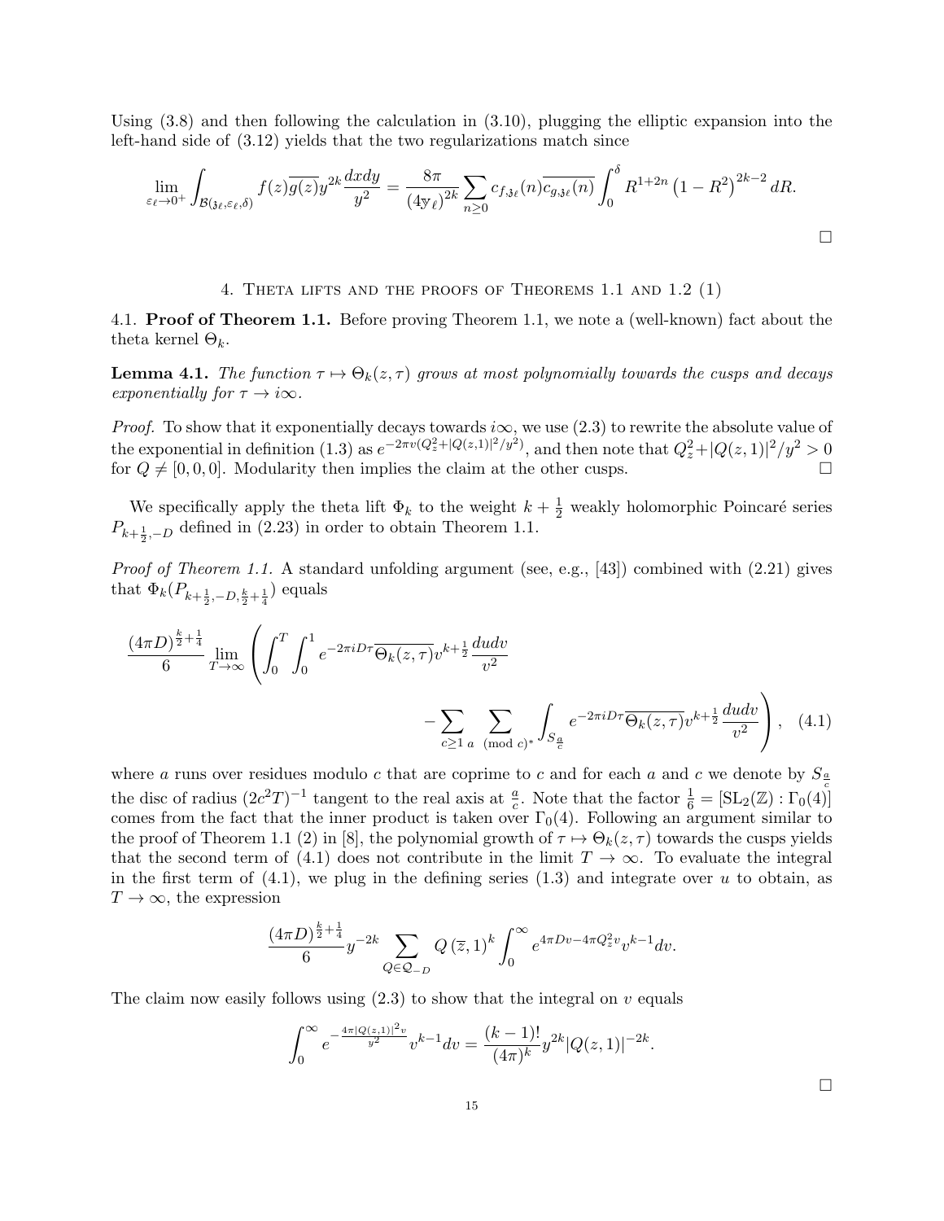Using (3.8) and then following the calculation in (3.10), plugging the elliptic expansion into the left-hand side of (3.12) yields that the two regularizations match since

$$\lim_{\varepsilon_\ell \to 0^+} \int_{\mathcal{B}(\mathfrak{z}_\ell, \varepsilon_\ell, \delta)} f(z)\overline{g(z)} y^{2k} \frac{dxdy}{y^2} = \frac{8\pi}{(4\mathbb{y}_\ell)^{2k}} \sum_{n \geq 0} c_{f,\mathfrak{z}_\ell}(n) \overline{c_{g,\mathfrak{z}_\ell}(n)} \int_0^\delta R^{1+2n} \left(1 - R^2\right)^{2k-2} dR.$$

$\square$

## 4. Theta lifts and the proofs of Theorems 1.1 and 1.2 (1)

4.1. **Proof of Theorem 1.1.** Before proving Theorem 1.1, we note a (well-known) fact about the theta kernel $\Theta_k$.

**Lemma 4.1.** *The function $\tau \mapsto \Theta_k(z, \tau)$ grows at most polynomially towards the cusps and decays exponentially for $\tau \to i\infty$.*

*Proof.* To show that it exponentially decays towards $i\infty$, we use (2.3) to rewrite the absolute value of the exponential in definition (1.3) as $e^{-2\pi v(Q_z^2 + |Q(z,1)|^2/y^2)}$, and then note that $Q_z^2 + |Q(z,1)|^2/y^2 > 0$ for $Q \neq [0, 0, 0]$. Modularity then implies the claim at the other cusps. $\square$

We specifically apply the theta lift $\Phi_k$ to the weight $k + \frac{1}{2}$ weakly holomorphic Poincaré series $P_{k+\frac{1}{2}, -D}$ defined in (2.23) in order to obtain Theorem 1.1.

*Proof of Theorem 1.1.* A standard unfolding argument (see, e.g., [43]) combined with (2.21) gives that $\Phi_k(P_{k+\frac{1}{2}, -D, \frac{k}{2}+\frac{1}{4}})$ equals

$$\frac{(4\pi D)^{\frac{k}{2}+\frac{1}{4}}}{6} \lim_{T \to \infty} \left( \int_0^T \int_0^1 e^{-2\pi i D\tau} \overline{\Theta_k(z, \tau)} v^{k+\frac{1}{2}} \frac{dudv}{v^2} \right.$$
$$\left. - \sum_{c \geq 1} \sum_{a \pmod{c}^*} \int_{S_{\frac{a}{c}}} e^{-2\pi i D\tau} \overline{\Theta_k(z, \tau)} v^{k+\frac{1}{2}} \frac{dudv}{v^2} \right), \quad (4.1)$$

where $a$ runs over residues modulo $c$ that are coprime to $c$ and for each $a$ and $c$ we denote by $S_{\frac{a}{c}}$ the disc of radius $(2c^2T)^{-1}$ tangent to the real axis at $\frac{a}{c}$. Note that the factor $\frac{1}{6} = [\mathrm{SL}_2(\mathbb{Z}) : \Gamma_0(4)]$ comes from the fact that the inner product is taken over $\Gamma_0(4)$. Following an argument similar to the proof of Theorem 1.1 (2) in [8], the polynomial growth of $\tau \mapsto \Theta_k(z, \tau)$ towards the cusps yields that the second term of (4.1) does not contribute in the limit $T \to \infty$. To evaluate the integral in the first term of (4.1), we plug in the defining series (1.3) and integrate over $u$ to obtain, as $T \to \infty$, the expression

$$\frac{(4\pi D)^{\frac{k}{2}+\frac{1}{4}}}{6} y^{-2k} \sum_{Q \in \mathcal{Q}_{-D}} Q(\overline{z}, 1)^k \int_0^\infty e^{4\pi D v - 4\pi Q_z^2 v} v^{k-1} dv.$$

The claim now easily follows using (2.3) to show that the integral on $v$ equals

$$\int_0^\infty e^{-\frac{4\pi |Q(z,1)|^2 v}{y^2}} v^{k-1} dv = \frac{(k-1)!}{(4\pi)^k} y^{2k} |Q(z, 1)|^{-2k}.$$

$\square$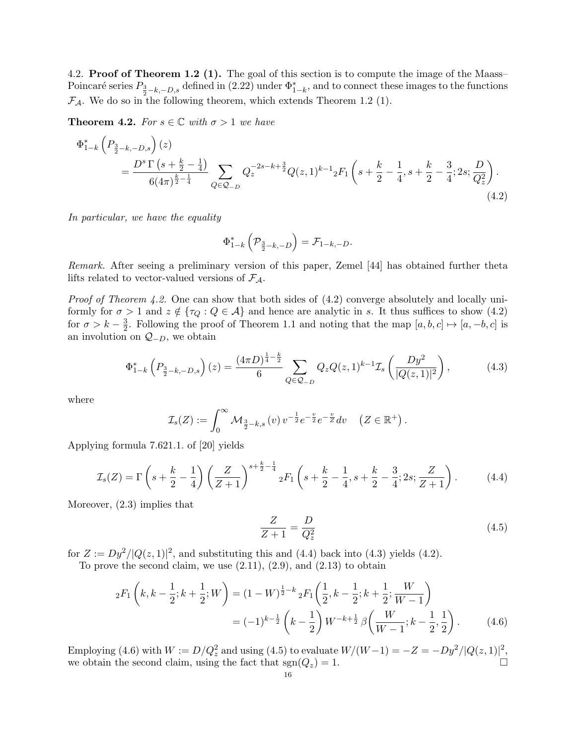4.2. **Proof of Theorem 1.2 (1).** The goal of this section is to compute the image of the Maass–Poincaré series $P_{\frac{3}{2}-k,-D,s}$ defined in (2.22) under $\Phi^*_{1-k}$, and to connect these images to the functions $\mathcal{F}_{\mathcal{A}}$. We do so in the following theorem, which extends Theorem 1.2 (1).

**Theorem 4.2.** *For $s \in \mathbb{C}$ with $\sigma > 1$ we have*

$$\Phi^*_{1-k}\left(P_{\frac{3}{2}-k,-D,s}\right)(z) = \frac{D^s\,\Gamma\left(s+\frac{k}{2}-\frac{1}{4}\right)}{6(4\pi)^{\frac{k}{2}-\frac{1}{4}}} \sum_{Q\in\mathcal{Q}_{-D}} Q_z^{-2s-k+\frac{3}{2}} Q(z,1)^{k-1}{}_2F_1\left(s+\frac{k}{2}-\frac{1}{4}, s+\frac{k}{2}-\frac{3}{4}; 2s; \frac{D}{Q_z^2}\right). \tag{4.2}$$

*In particular, we have the equality*

$$\Phi^*_{1-k}\left(\mathcal{P}_{\frac{3}{2}-k,-D}\right) = \mathcal{F}_{1-k,-D}.$$

*Remark.* After seeing a preliminary version of this paper, Zemel [44] has obtained further theta lifts related to vector-valued versions of $\mathcal{F}_{\mathcal{A}}$.

*Proof of Theorem 4.2.* One can show that both sides of (4.2) converge absolutely and locally uniformly for $\sigma > 1$ and $z \notin \{\tau_Q : Q \in \mathcal{A}\}$ and hence are analytic in $s$. It thus suffices to show (4.2) for $\sigma > k - \frac{3}{2}$. Following the proof of Theorem 1.1 and noting that the map $[a,b,c] \mapsto [a,-b,c]$ is an involution on $\mathcal{Q}_{-D}$, we obtain

$$\Phi^*_{1-k}\left(P_{\frac{3}{2}-k,-D,s}\right)(z) = \frac{(4\pi D)^{\frac{1}{4}-\frac{k}{2}}}{6} \sum_{Q\in\mathcal{Q}_{-D}} Q_z Q(z,1)^{k-1} \mathcal{I}_s\left(\frac{Dy^2}{|Q(z,1)|^2}\right), \tag{4.3}$$

where

$$\mathcal{I}_s(Z) := \int_0^\infty \mathcal{M}_{\frac{3}{2}-k,s}(v)\, v^{-\frac{1}{2}} e^{-\frac{v}{2}} e^{-\frac{v}{Z}} dv \quad \left(Z \in \mathbb{R}^+\right).$$

Applying formula 7.621.1. of [20] yields

$$\mathcal{I}_s(Z) = \Gamma\left(s+\frac{k}{2}-\frac{1}{4}\right)\left(\frac{Z}{Z+1}\right)^{s+\frac{k}{2}-\frac{1}{4}} {}_2F_1\left(s+\frac{k}{2}-\frac{1}{4}, s+\frac{k}{2}-\frac{3}{4}; 2s; \frac{Z}{Z+1}\right). \tag{4.4}$$

Moreover, (2.3) implies that

$$\frac{Z}{Z+1} = \frac{D}{Q_z^2} \tag{4.5}$$

for $Z := Dy^2/|Q(z,1)|^2$, and substituting this and (4.4) back into (4.3) yields (4.2).

To prove the second claim, we use (2.11), (2.9), and (2.13) to obtain

$$\begin{aligned}
{}_2F_1\left(k, k-\frac{1}{2}; k+\frac{1}{2}; W\right) &= (1-W)^{\frac{1}{2}-k}\, {}_2F_1\left(\frac{1}{2}, k-\frac{1}{2}; k+\frac{1}{2}; \frac{W}{W-1}\right) \\
&= (-1)^{k-\frac{1}{2}}\left(k-\frac{1}{2}\right) W^{-k+\frac{1}{2}}\, \beta\left(\frac{W}{W-1}; k-\frac{1}{2}, \frac{1}{2}\right).
\end{aligned} \tag{4.6}$$

Employing (4.6) with $W := D/Q_z^2$ and using (4.5) to evaluate $W/(W-1) = -Z = -Dy^2/|Q(z,1)|^2$, we obtain the second claim, using the fact that $\operatorname{sgn}(Q_z) = 1$. $\square$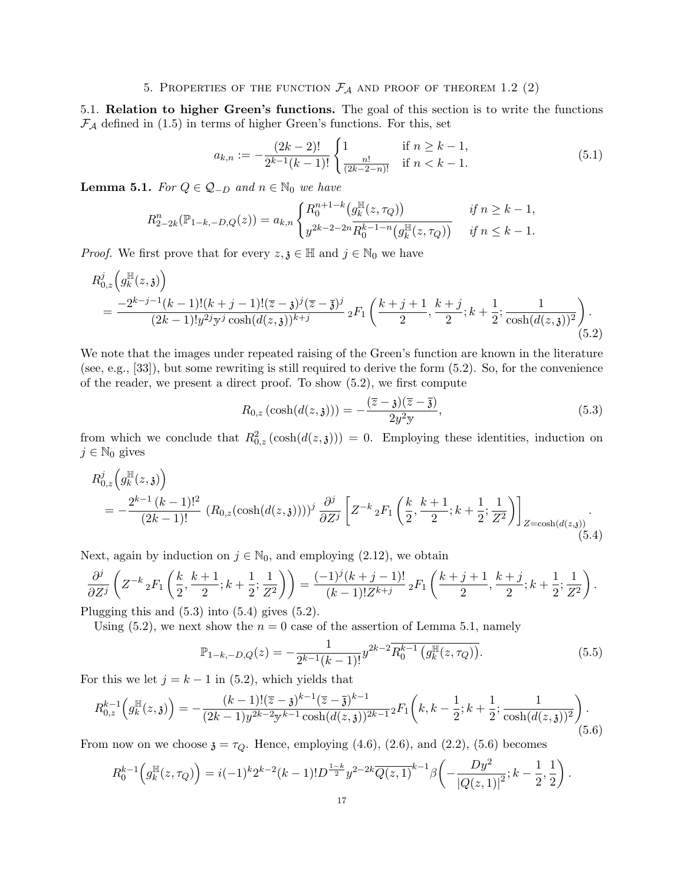## 5. Properties of the function $\mathcal{F}_{\mathcal{A}}$ and proof of theorem 1.2 (2)

**5.1. Relation to higher Green's functions.** The goal of this section is to write the functions $\mathcal{F}_{\mathcal{A}}$ defined in (1.5) in terms of higher Green's functions. For this, set

$$a_{k,n} := -\frac{(2k-2)!}{2^{k-1}(k-1)!}\begin{cases}1 & \text{if } n \geq k-1,\\ \frac{n!}{(2k-2-n)!} & \text{if } n < k-1.\end{cases} \tag{5.1}$$

**Lemma 5.1.** *For $Q \in \mathcal{Q}_{-D}$ and $n \in \mathbb{N}_0$ we have*

$$R_{2-2k}^{n}(\mathbb{P}_{1-k,-D,Q}(z)) = a_{k,n}\begin{cases}R_0^{n+1-k}\big(g_k^{\mathbb{H}}(z,\tau_Q)\big) & \textit{if } n \geq k-1,\\ y^{2k-2-2n}\overline{R_0^{k-1-n}\big(g_k^{\mathbb{H}}(z,\tau_Q)\big)} & \textit{if } n \leq k-1.\end{cases}$$

*Proof.* We first prove that for every $z, \mathfrak{z} \in \mathbb{H}$ and $j \in \mathbb{N}_0$ we have

$$\begin{aligned}&R_{0,z}^{j}\Big(g_k^{\mathbb{H}}(z,\mathfrak{z})\Big)\\ &= \frac{-2^{k-j-1}(k-1)!(k+j-1)!(\overline{z}-\mathfrak{z})^j(\overline{z}-\overline{\mathfrak{z}})^j}{(2k-1)!y^{2j}\mathfrak{y}^j\cosh(d(z,\mathfrak{z}))^{k+j}}\,{}_2F_1\left(\frac{k+j+1}{2},\frac{k+j}{2};k+\frac{1}{2};\frac{1}{\cosh(d(z,\mathfrak{z}))^2}\right).\end{aligned} \tag{5.2}$$

We note that the images under repeated raising of the Green's function are known in the literature (see, e.g., [33]), but some rewriting is still required to derive the form (5.2). So, for the convenience of the reader, we present a direct proof. To show (5.2), we first compute

$$R_{0,z}\left(\cosh(d(z,\mathfrak{z}))\right) = -\frac{(\overline{z}-\mathfrak{z})(\overline{z}-\overline{\mathfrak{z}})}{2y^2\mathfrak{y}}, \tag{5.3}$$

from which we conclude that $R_{0,z}^2\left(\cosh(d(z,\mathfrak{z}))\right) = 0$. Employing these identities, induction on $j \in \mathbb{N}_0$ gives

$$\begin{aligned}&R_{0,z}^{j}\Big(g_k^{\mathbb{H}}(z,\mathfrak{z})\Big)\\ &= -\frac{2^{k-1}\,(k-1)!^2}{(2k-1)!}\,\left(R_{0,z}(\cosh(d(z,\mathfrak{z})))\right)^j\,\frac{\partial^j}{\partial Z^j}\left[Z^{-k}\,{}_2F_1\left(\frac{k}{2},\frac{k+1}{2};k+\frac{1}{2};\frac{1}{Z^2}\right)\right]_{Z=\cosh(d(z,\mathfrak{z}))}.\end{aligned} \tag{5.4}$$

Next, again by induction on $j \in \mathbb{N}_0$, and employing (2.12), we obtain

$$\frac{\partial^j}{\partial Z^j}\left(Z^{-k}\,{}_2F_1\left(\frac{k}{2},\frac{k+1}{2};k+\frac{1}{2};\frac{1}{Z^2}\right)\right) = \frac{(-1)^j(k+j-1)!}{(k-1)!Z^{k+j}}\,{}_2F_1\left(\frac{k+j+1}{2},\frac{k+j}{2};k+\frac{1}{2};\frac{1}{Z^2}\right).$$

Plugging this and (5.3) into (5.4) gives (5.2).

Using (5.2), we next show the $n=0$ case of the assertion of Lemma 5.1, namely

$$\mathbb{P}_{1-k,-D,Q}(z) = -\frac{1}{2^{k-1}(k-1)!}y^{2k-2}\overline{R_0^{k-1}\left(g_k^{\mathbb{H}}(z,\tau_Q)\right)}. \tag{5.5}$$

For this we let $j = k-1$ in (5.2), which yields that

$$R_{0,z}^{k-1}\Big(g_k^{\mathbb{H}}(z,\mathfrak{z})\Big) = -\frac{(k-1)!(\overline{z}-\mathfrak{z})^{k-1}(\overline{z}-\overline{\mathfrak{z}})^{k-1}}{(2k-1)y^{2k-2}\mathfrak{y}^{k-1}\cosh(d(z,\mathfrak{z}))^{2k-1}}\,{}_2F_1\left(k,k-\frac{1}{2};k+\frac{1}{2};\frac{1}{\cosh(d(z,\mathfrak{z}))^2}\right). \tag{5.6}$$

From now on we choose $\mathfrak{z} = \tau_Q$. Hence, employing (4.6), (2.6), and (2.2), (5.6) becomes

$$R_0^{k-1}\Big(g_k^{\mathbb{H}}(z,\tau_Q)\Big) = i(-1)^k 2^{k-2}(k-1)!D^{\frac{1-k}{2}}y^{2-2k}\overline{Q(z,1)}^{k-1}\beta\left(-\frac{Dy^2}{|Q(z,1)|^2};k-\frac{1}{2},\frac{1}{2}\right).$$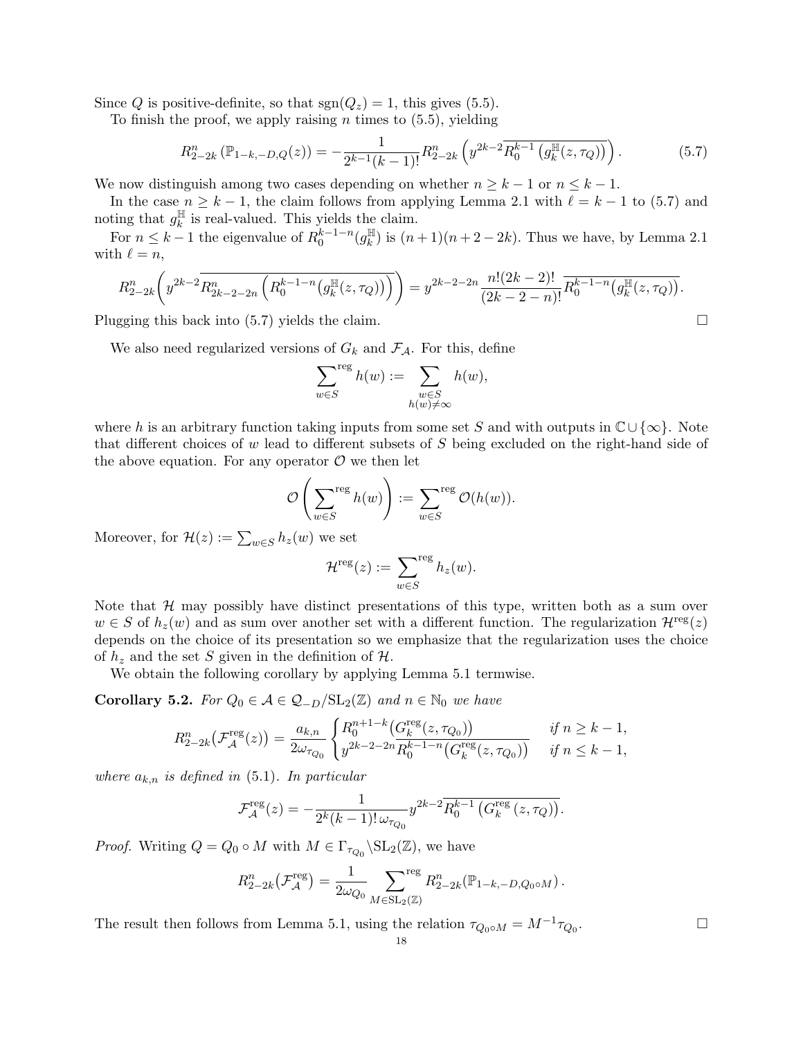Since $Q$ is positive-definite, so that $\mathrm{sgn}(Q_z) = 1$, this gives (5.5).

To finish the proof, we apply raising $n$ times to (5.5), yielding

$$R_{2-2k}^{n}\left(\mathbb{P}_{1-k,-D,Q}(z)\right) = -\frac{1}{2^{k-1}(k-1)!} R_{2-2k}^{n}\left(y^{2k-2}\overline{R_0^{k-1}\left(g_k^{\mathbb{H}}(z,\tau_Q)\right)}\right). \tag{5.7}$$

We now distinguish among two cases depending on whether $n \geq k-1$ or $n \leq k-1$.

In the case $n \geq k-1$, the claim follows from applying Lemma 2.1 with $\ell = k-1$ to (5.7) and noting that $g_k^{\mathbb{H}}$ is real-valued. This yields the claim.

For $n \leq k-1$ the eigenvalue of $R_0^{k-1-n}(g_k^{\mathbb{H}})$ is $(n+1)(n+2-2k)$. Thus we have, by Lemma 2.1 with $\ell = n$,

$$R_{2-2k}^{n}\left(y^{2k-2}\overline{R_{2k-2-2n}^{n}\left(R_0^{k-1-n}\left(g_k^{\mathbb{H}}(z,\tau_Q)\right)\right)}\right) = y^{2k-2-2n}\frac{n!(2k-2)!}{(2k-2-n)!}\overline{R_0^{k-1-n}\left(g_k^{\mathbb{H}}(z,\tau_Q)\right)}.$$

Plugging this back into (5.7) yields the claim. $\square$

We also need regularized versions of $G_k$ and $\mathcal{F}_{\mathcal{A}}$. For this, define

$$\sum_{w\in S}^{\mathrm{reg}} h(w) := \sum_{\substack{w\in S\\ h(w)\neq\infty}} h(w),$$

where $h$ is an arbitrary function taking inputs from some set $S$ and with outputs in $\mathbb{C}\cup\{\infty\}$. Note that different choices of $w$ lead to different subsets of $S$ being excluded on the right-hand side of the above equation. For any operator $\mathcal{O}$ we then let

$$\mathcal{O}\left(\sum_{w\in S}^{\mathrm{reg}} h(w)\right) := \sum_{w\in S}^{\mathrm{reg}} \mathcal{O}(h(w)).$$

Moreover, for $\mathcal{H}(z) := \sum_{w\in S} h_z(w)$ we set

$$\mathcal{H}^{\mathrm{reg}}(z) := \sum_{w\in S}^{\mathrm{reg}} h_z(w).$$

Note that $\mathcal{H}$ may possibly have distinct presentations of this type, written both as a sum over $w \in S$ of $h_z(w)$ and as sum over another set with a different function. The regularization $\mathcal{H}^{\mathrm{reg}}(z)$ depends on the choice of its presentation so we emphasize that the regularization uses the choice of $h_z$ and the set $S$ given in the definition of $\mathcal{H}$.

We obtain the following corollary by applying Lemma 5.1 termwise.

**Corollary 5.2.** *For $Q_0 \in \mathcal{A} \in \mathcal{Q}_{-D}/\mathrm{SL}_2(\mathbb{Z})$ and $n \in \mathbb{N}_0$ we have*

$$R_{2-2k}^{n}\left(\mathcal{F}_{\mathcal{A}}^{\mathrm{reg}}(z)\right) = \frac{a_{k,n}}{2\omega_{\tau_{Q_0}}}\begin{cases} R_0^{n+1-k}\left(G_k^{\mathrm{reg}}(z,\tau_{Q_0})\right) & \text{if } n \geq k-1,\\ y^{2k-2-2n}\overline{R_0^{k-1-n}\left(G_k^{\mathrm{reg}}(z,\tau_{Q_0})\right)} & \text{if } n \leq k-1,\end{cases}$$

*where $a_{k,n}$ is defined in* (5.1). *In particular*

$$\mathcal{F}_{\mathcal{A}}^{\mathrm{reg}}(z) = -\frac{1}{2^k(k-1)!\,\omega_{\tau_{Q_0}}} y^{2k-2}\overline{R_0^{k-1}\left(G_k^{\mathrm{reg}}(z,\tau_Q)\right)}.$$

*Proof.* Writing $Q = Q_0 \circ M$ with $M \in \Gamma_{\tau_{Q_0}}\backslash\mathrm{SL}_2(\mathbb{Z})$, we have

$$R_{2-2k}^{n}\left(\mathcal{F}_{\mathcal{A}}^{\mathrm{reg}}\right) = \frac{1}{2\omega_{Q_0}}\sum_{M\in\mathrm{SL}_2(\mathbb{Z})}^{\mathrm{reg}} R_{2-2k}^{n}\left(\mathbb{P}_{1-k,-D,Q_0\circ M}\right).$$

The result then follows from Lemma 5.1, using the relation $\tau_{Q_0\circ M} = M^{-1}\tau_{Q_0}$. $\square$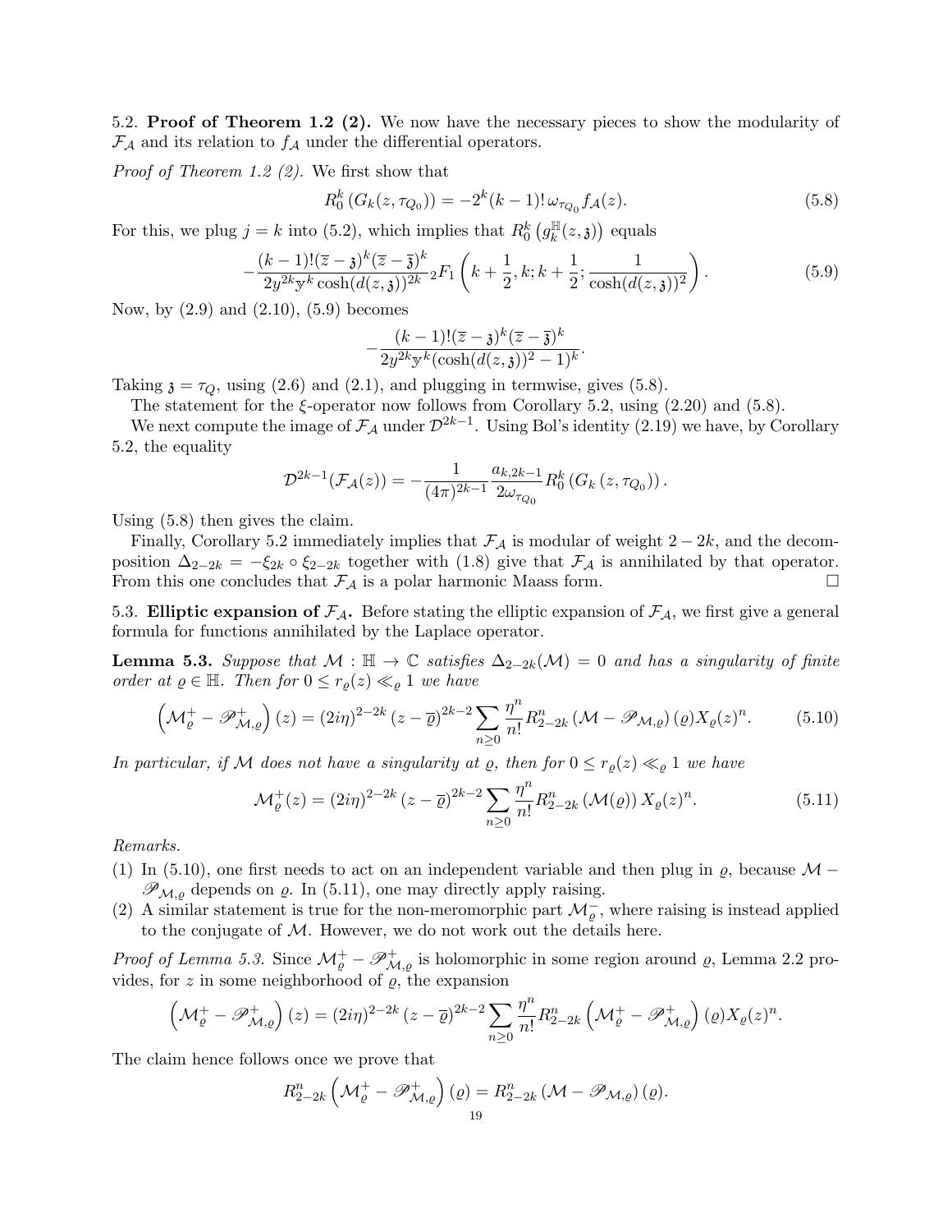5.2. **Proof of Theorem 1.2 (2).** We now have the necessary pieces to show the modularity of $\mathcal{F}_\mathcal{A}$ and its relation to $f_\mathcal{A}$ under the differential operators.

*Proof of Theorem 1.2 (2).* We first show that

$$R_0^k\left(G_k(z,\tau_{Q_0})\right) = -2^k(k-1)!\,\omega_{\tau_{Q_0}} f_\mathcal{A}(z). \tag{5.8}$$

For this, we plug $j=k$ into (5.2), which implies that $R_0^k\left(g_k^{\mathbb{H}}(z,\mathfrak{z})\right)$ equals

$$-\frac{(k-1)!(\overline{z}-\mathfrak{z})^k(\overline{z}-\overline{\mathfrak{z}})^k}{2y^{2k}\mathfrak{y}^k\cosh(d(z,\mathfrak{z}))^{2k}}\,{}_2F_1\left(k+\frac{1}{2},k;k+\frac{1}{2};\frac{1}{\cosh(d(z,\mathfrak{z}))^2}\right). \tag{5.9}$$

Now, by (2.9) and (2.10), (5.9) becomes

$$-\frac{(k-1)!(\overline{z}-\mathfrak{z})^k(\overline{z}-\overline{\mathfrak{z}})^k}{2y^{2k}\mathfrak{y}^k(\cosh(d(z,\mathfrak{z}))^2-1)^k}.$$

Taking $\mathfrak{z}=\tau_Q$, using (2.6) and (2.1), and plugging in termwise, gives (5.8).

The statement for the $\xi$-operator now follows from Corollary 5.2, using (2.20) and (5.8).

We next compute the image of $\mathcal{F}_\mathcal{A}$ under $\mathcal{D}^{2k-1}$. Using Bol's identity (2.19) we have, by Corollary 5.2, the equality

$$\mathcal{D}^{2k-1}(\mathcal{F}_\mathcal{A}(z)) = -\frac{1}{(4\pi)^{2k-1}}\frac{a_{k,2k-1}}{2\omega_{\tau_{Q_0}}}R_0^k\left(G_k\left(z,\tau_{Q_0}\right)\right).$$

Using (5.8) then gives the claim.

Finally, Corollary 5.2 immediately implies that $\mathcal{F}_\mathcal{A}$ is modular of weight $2-2k$, and the decomposition $\Delta_{2-2k}=-\xi_{2k}\circ\xi_{2-2k}$ together with (1.8) give that $\mathcal{F}_\mathcal{A}$ is annihilated by that operator. From this one concludes that $\mathcal{F}_\mathcal{A}$ is a polar harmonic Maass form. $\square$

5.3. **Elliptic expansion of $\mathcal{F}_\mathcal{A}$.** Before stating the elliptic expansion of $\mathcal{F}_\mathcal{A}$, we first give a general formula for functions annihilated by the Laplace operator.

**Lemma 5.3.** *Suppose that $\mathcal{M}:\mathbb{H}\to\mathbb{C}$ satisfies $\Delta_{2-2k}(\mathcal{M})=0$ and has a singularity of finite order at $\varrho\in\mathbb{H}$. Then for $0\le r_\varrho(z)\ll_\varrho 1$ we have*

$$\left(\mathcal{M}_\varrho^+-\mathscr{P}_{\mathcal{M},\varrho}^+\right)(z) = (2i\eta)^{2-2k}\left(z-\overline{\varrho}\right)^{2k-2}\sum_{n\ge0}\frac{\eta^n}{n!}R_{2-2k}^n\left(\mathcal{M}-\mathscr{P}_{\mathcal{M},\varrho}\right)(\varrho)X_\varrho(z)^n. \tag{5.10}$$

*In particular, if $\mathcal{M}$ does not have a singularity at $\varrho$, then for $0\le r_\varrho(z)\ll_\varrho 1$ we have*

$$\mathcal{M}_\varrho^+(z) = (2i\eta)^{2-2k}\left(z-\overline{\varrho}\right)^{2k-2}\sum_{n\ge0}\frac{\eta^n}{n!}R_{2-2k}^n\left(\mathcal{M}(\varrho)\right)X_\varrho(z)^n. \tag{5.11}$$

*Remarks.*

(1) In (5.10), one first needs to act on an independent variable and then plug in $\varrho$, because $\mathcal{M}-\mathscr{P}_{\mathcal{M},\varrho}$ depends on $\varrho$. In (5.11), one may directly apply raising.

(2) A similar statement is true for the non-meromorphic part $\mathcal{M}_\varrho^-$, where raising is instead applied to the conjugate of $\mathcal{M}$. However, we do not work out the details here.

*Proof of Lemma 5.3.* Since $\mathcal{M}_\varrho^+-\mathscr{P}_{\mathcal{M},\varrho}^+$ is holomorphic in some region around $\varrho$, Lemma 2.2 provides, for $z$ in some neighborhood of $\varrho$, the expansion

$$\left(\mathcal{M}_\varrho^+-\mathscr{P}_{\mathcal{M},\varrho}^+\right)(z) = (2i\eta)^{2-2k}\left(z-\overline{\varrho}\right)^{2k-2}\sum_{n\ge0}\frac{\eta^n}{n!}R_{2-2k}^n\left(\mathcal{M}_\varrho^+-\mathscr{P}_{\mathcal{M},\varrho}^+\right)(\varrho)X_\varrho(z)^n.$$

The claim hence follows once we prove that

$$R_{2-2k}^n\left(\mathcal{M}_\varrho^+-\mathscr{P}_{\mathcal{M},\varrho}^+\right)(\varrho) = R_{2-2k}^n\left(\mathcal{M}-\mathscr{P}_{\mathcal{M},\varrho}\right)(\varrho).$$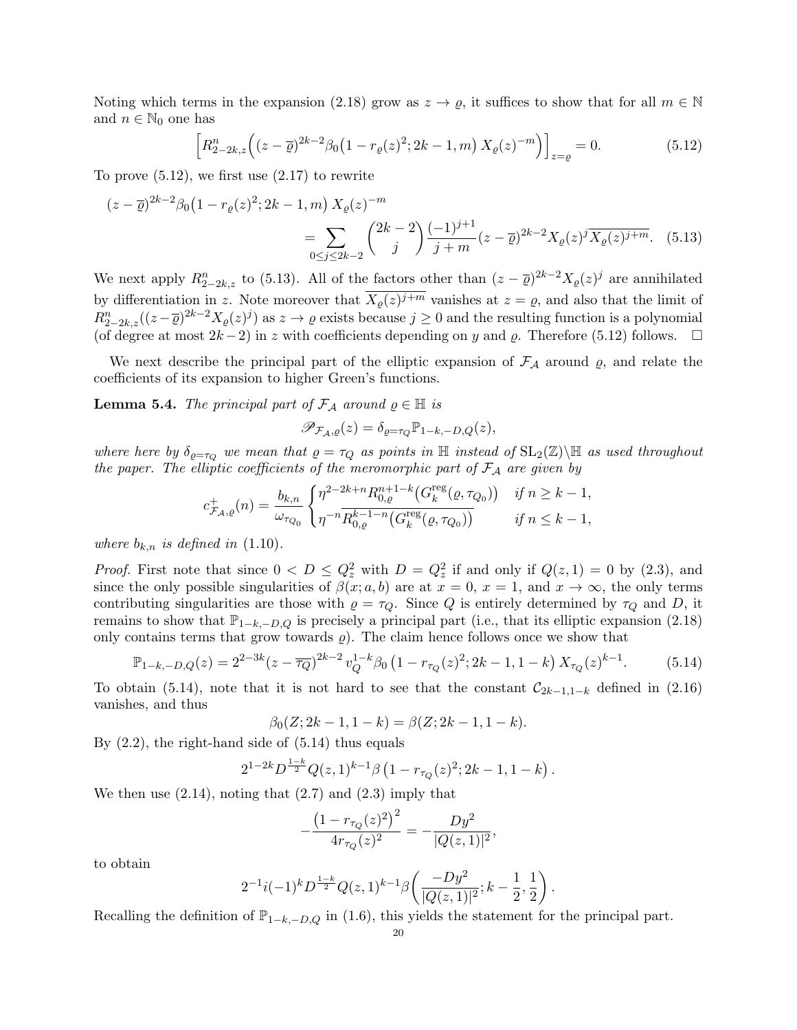Noting which terms in the expansion (2.18) grow as $z \to \varrho$, it suffices to show that for all $m \in \mathbb{N}$ and $n \in \mathbb{N}_0$ one has

$$\left[R_{2-2k,z}^{n}\Big((z-\overline{\varrho})^{2k-2}\beta_0\big(1-r_\varrho(z)^2;2k-1,m\big)\,X_\varrho(z)^{-m}\Big)\right]_{z=\varrho}=0. \tag{5.12}$$

To prove (5.12), we first use (2.17) to rewrite

$$\begin{aligned}(z-\overline{\varrho})^{2k-2}&\beta_0\big(1-r_\varrho(z)^2;2k-1,m\big)\,X_\varrho(z)^{-m}\\&=\sum_{0\le j\le 2k-2}\binom{2k-2}{j}\frac{(-1)^{j+1}}{j+m}(z-\overline{\varrho})^{2k-2}X_\varrho(z)^j\overline{X_\varrho(z)^{j+m}}.\end{aligned} \tag{5.13}$$

We next apply $R_{2-2k,z}^{n}$ to (5.13). All of the factors other than $(z-\overline{\varrho})^{2k-2}X_\varrho(z)^j$ are annihilated by differentiation in $z$. Note moreover that $\overline{X_\varrho(z)^{j+m}}$ vanishes at $z=\varrho$, and also that the limit of $R_{2-2k,z}^{n}((z-\overline{\varrho})^{2k-2}X_\varrho(z)^j)$ as $z\to\varrho$ exists because $j\ge 0$ and the resulting function is a polynomial (of degree at most $2k-2$) in $z$ with coefficients depending on $y$ and $\varrho$. Therefore (5.12) follows. $\square$

We next describe the principal part of the elliptic expansion of $\mathcal{F}_\mathcal{A}$ around $\varrho$, and relate the coefficients of its expansion to higher Green's functions.

**Lemma 5.4.** *The principal part of $\mathcal{F}_\mathcal{A}$ around $\varrho\in\mathbb{H}$ is*

$$\mathscr{P}_{\mathcal{F}_\mathcal{A},\varrho}(z)=\delta_{\varrho=\tau_Q}\mathbb{P}_{1-k,-D,Q}(z),$$

*where here by $\delta_{\varrho=\tau_Q}$ we mean that $\varrho=\tau_Q$ as points in $\mathbb{H}$ instead of $\mathrm{SL}_2(\mathbb{Z})\backslash\mathbb{H}$ as used throughout the paper. The elliptic coefficients of the meromorphic part of $\mathcal{F}_\mathcal{A}$ are given by*

$$c^+_{\mathcal{F}_\mathcal{A},\varrho}(n)=\frac{b_{k,n}}{\omega_{\tau_{Q_0}}}\begin{cases}\eta^{2-2k+n}R_{0,\varrho}^{n+1-k}\big(G_k^{\mathrm{reg}}(\varrho,\tau_{Q_0})\big) & \text{if } n\ge k-1,\\ \eta^{-n}\overline{R_{0,\varrho}^{k-1-n}\big(G_k^{\mathrm{reg}}(\varrho,\tau_{Q_0})\big)} & \text{if } n\le k-1,\end{cases}$$

*where $b_{k,n}$ is defined in (1.10).*

*Proof.* First note that since $0<D\le Q_z^2$ with $D=Q_z^2$ if and only if $Q(z,1)=0$ by (2.3), and since the only possible singularities of $\beta(x;a,b)$ are at $x=0$, $x=1$, and $x\to\infty$, the only terms contributing singularities are those with $\varrho=\tau_Q$. Since $Q$ is entirely determined by $\tau_Q$ and $D$, it remains to show that $\mathbb{P}_{1-k,-D,Q}$ is precisely a principal part (i.e., that its elliptic expansion (2.18) only contains terms that grow towards $\varrho$). The claim hence follows once we show that

$$\mathbb{P}_{1-k,-D,Q}(z)=2^{2-3k}(z-\overline{\tau_Q})^{2k-2}\,v_Q^{1-k}\beta_0\left(1-r_{\tau_Q}(z)^2;2k-1,1-k\right)X_{\tau_Q}(z)^{k-1}. \tag{5.14}$$

To obtain (5.14), note that it is not hard to see that the constant $\mathcal{C}_{2k-1,1-k}$ defined in (2.16) vanishes, and thus

$$\beta_0(Z;2k-1,1-k)=\beta(Z;2k-1,1-k).$$

By (2.2), the right-hand side of (5.14) thus equals

$$2^{1-2k}D^{\frac{1-k}{2}}Q(z,1)^{k-1}\beta\left(1-r_{\tau_Q}(z)^2;2k-1,1-k\right).$$

We then use (2.14), noting that (2.7) and (2.3) imply that

$$-\frac{\big(1-r_{\tau_Q}(z)^2\big)^2}{4r_{\tau_Q}(z)^2}=-\frac{Dy^2}{|Q(z,1)|^2},$$

to obtain

$$2^{-1}i(-1)^kD^{\frac{1-k}{2}}Q(z,1)^{k-1}\beta\left(\frac{-Dy^2}{|Q(z,1)|^2};k-\frac{1}{2},\frac{1}{2}\right).$$

Recalling the definition of $\mathbb{P}_{1-k,-D,Q}$ in (1.6), this yields the statement for the principal part.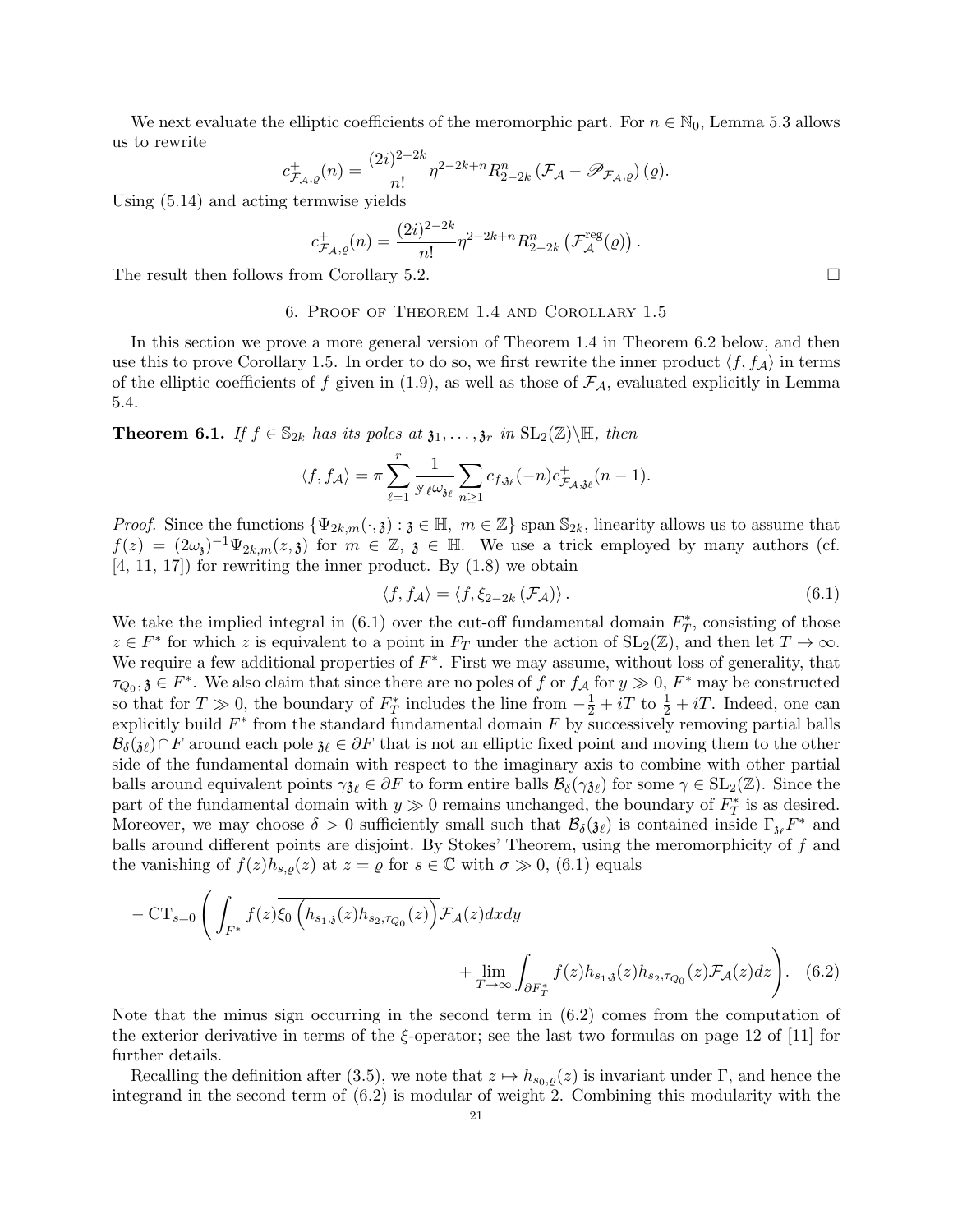We next evaluate the elliptic coefficients of the meromorphic part. For $n \in \mathbb{N}_0$, Lemma 5.3 allows us to rewrite

$$c_{\mathcal{F}_{\mathcal{A}},\varrho}^{+}(n) = \frac{(2i)^{2-2k}}{n!}\eta^{2-2k+n} R_{2-2k}^{n} \left(\mathcal{F}_{\mathcal{A}} - \mathscr{P}_{\mathcal{F}_{\mathcal{A}},\varrho}\right)(\varrho).$$

Using (5.14) and acting termwise yields

$$c_{\mathcal{F}_{\mathcal{A}},\varrho}^{+}(n) = \frac{(2i)^{2-2k}}{n!}\eta^{2-2k+n} R_{2-2k}^{n} \left(\mathcal{F}_{\mathcal{A}}^{\mathrm{reg}}(\varrho)\right).$$

The result then follows from Corollary 5.2. □

## 6. Proof of Theorem 1.4 and Corollary 1.5

In this section we prove a more general version of Theorem 1.4 in Theorem 6.2 below, and then use this to prove Corollary 1.5. In order to do so, we first rewrite the inner product $\langle f, f_{\mathcal{A}}\rangle$ in terms of the elliptic coefficients of $f$ given in (1.9), as well as those of $\mathcal{F}_{\mathcal{A}}$, evaluated explicitly in Lemma 5.4.

**Theorem 6.1.** *If $f \in \mathbb{S}_{2k}$ has its poles at $\mathfrak{z}_1, \ldots, \mathfrak{z}_r$ in $\mathrm{SL}_2(\mathbb{Z})\backslash\mathbb{H}$, then*

$$\langle f, f_{\mathcal{A}}\rangle = \pi \sum_{\ell=1}^{r} \frac{1}{\mathbb{y}_{\ell}\omega_{\mathfrak{z}_\ell}} \sum_{n\geq 1} c_{f,\mathfrak{z}_\ell}(-n) c_{\mathcal{F}_{\mathcal{A}},\mathfrak{z}_\ell}^{+}(n-1).$$

*Proof.* Since the functions $\{\Psi_{2k,m}(\cdot,\mathfrak{z}) : \mathfrak{z} \in \mathbb{H},\ m \in \mathbb{Z}\}$ span $\mathbb{S}_{2k}$, linearity allows us to assume that $f(z) = (2\omega_{\mathfrak{z}})^{-1}\Psi_{2k,m}(z,\mathfrak{z})$ for $m \in \mathbb{Z}$, $\mathfrak{z} \in \mathbb{H}$. We use a trick employed by many authors (cf. [4, 11, 17]) for rewriting the inner product. By (1.8) we obtain

$$\langle f, f_{\mathcal{A}}\rangle = \langle f, \xi_{2-2k}\left(\mathcal{F}_{\mathcal{A}}\right)\rangle. \tag{6.1}$$

We take the implied integral in (6.1) over the cut-off fundamental domain $F_T^*$, consisting of those $z \in F^*$ for which $z$ is equivalent to a point in $F_T$ under the action of $\mathrm{SL}_2(\mathbb{Z})$, and then let $T \to \infty$. We require a few additional properties of $F^*$. First we may assume, without loss of generality, that $\tau_{Q_0}, \mathfrak{z} \in F^*$. We also claim that since there are no poles of $f$ or $f_{\mathcal{A}}$ for $y \gg 0$, $F^*$ may be constructed so that for $T \gg 0$, the boundary of $F_T^*$ includes the line from $-\frac{1}{2} + iT$ to $\frac{1}{2} + iT$. Indeed, one can explicitly build $F^*$ from the standard fundamental domain $F$ by successively removing partial balls $\mathcal{B}_\delta(\mathfrak{z}_\ell) \cap F$ around each pole $\mathfrak{z}_\ell \in \partial F$ that is not an elliptic fixed point and moving them to the other side of the fundamental domain with respect to the imaginary axis to combine with other partial balls around equivalent points $\gamma\mathfrak{z}_\ell \in \partial F$ to form entire balls $\mathcal{B}_\delta(\gamma\mathfrak{z}_\ell)$ for some $\gamma \in \mathrm{SL}_2(\mathbb{Z})$. Since the part of the fundamental domain with $y \gg 0$ remains unchanged, the boundary of $F_T^*$ is as desired. Moreover, we may choose $\delta > 0$ sufficiently small such that $\mathcal{B}_\delta(\mathfrak{z}_\ell)$ is contained inside $\Gamma_{\mathfrak{z}_\ell}F^*$ and balls around different points are disjoint. By Stokes' Theorem, using the meromorphicity of $f$ and the vanishing of $f(z)h_{s,\varrho}(z)$ at $z = \varrho$ for $s \in \mathbb{C}$ with $\sigma \gg 0$, (6.1) equals

$$-\operatorname{CT}_{s=0}\left(\int_{F^*} f(z)\overline{\xi_0\left(h_{s_1,\mathfrak{z}}(z)h_{s_2,\tau_{Q_0}}(z)\right)}\mathcal{F}_{\mathcal{A}}(z)dxdy + \lim_{T\to\infty}\int_{\partial F_T^*} f(z)h_{s_1,\mathfrak{z}}(z)h_{s_2,\tau_{Q_0}}(z)\mathcal{F}_{\mathcal{A}}(z)dz\right). \tag{6.2}$$

Note that the minus sign occurring in the second term in (6.2) comes from the computation of the exterior derivative in terms of the $\xi$-operator; see the last two formulas on page 12 of [11] for further details.

Recalling the definition after (3.5), we note that $z \mapsto h_{s_0,\varrho}(z)$ is invariant under $\Gamma$, and hence the integrand in the second term of (6.2) is modular of weight 2. Combining this modularity with the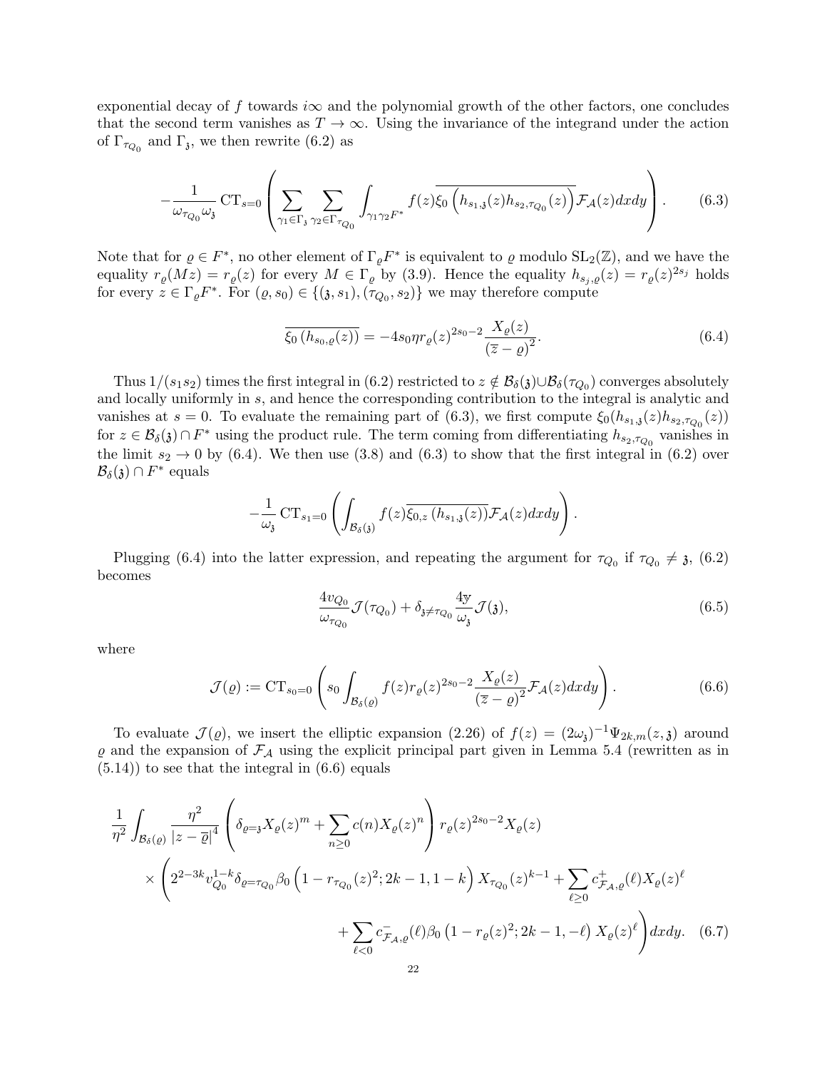exponential decay of $f$ towards $i\infty$ and the polynomial growth of the other factors, one concludes that the second term vanishes as $T \to \infty$. Using the invariance of the integrand under the action of $\Gamma_{\tau_{Q_0}}$ and $\Gamma_{\mathfrak{z}}$, we then rewrite (6.2) as

$$-\frac{1}{\omega_{\tau_{Q_0}}\omega_{\mathfrak{z}}}\operatorname{CT}_{s=0}\left(\sum_{\gamma_1\in\Gamma_{\mathfrak{z}}}\sum_{\gamma_2\in\Gamma_{\tau_{Q_0}}}\int_{\gamma_1\gamma_2F^*}f(z)\overline{\xi_0\left(h_{s_1,\mathfrak{z}}(z)h_{s_2,\tau_{Q_0}}(z)\right)}\mathcal{F}_{\mathcal{A}}(z)dxdy\right). \tag{6.3}$$

Note that for $\varrho\in F^*$, no other element of $\Gamma_\varrho F^*$ is equivalent to $\varrho$ modulo $\mathrm{SL}_2(\mathbb{Z})$, and we have the equality $r_\varrho(Mz)=r_\varrho(z)$ for every $M\in\Gamma_\varrho$ by (3.9). Hence the equality $h_{s_j,\varrho}(z)=r_\varrho(z)^{2s_j}$ holds for every $z\in\Gamma_\varrho F^*$. For $(\varrho,s_0)\in\{(\mathfrak{z},s_1),(\tau_{Q_0},s_2)\}$ we may therefore compute

$$\overline{\xi_0\left(h_{s_0,\varrho}(z)\right)}=-4s_0\eta r_\varrho(z)^{2s_0-2}\frac{X_\varrho(z)}{(\overline{z}-\varrho)^2}. \tag{6.4}$$

Thus $1/(s_1s_2)$ times the first integral in (6.2) restricted to $z\notin\mathcal{B}_\delta(\mathfrak{z})\cup\mathcal{B}_\delta(\tau_{Q_0})$ converges absolutely and locally uniformly in $s$, and hence the corresponding contribution to the integral is analytic and vanishes at $s=0$. To evaluate the remaining part of (6.3), we first compute $\xi_0(h_{s_1,\mathfrak{z}}(z)h_{s_2,\tau_{Q_0}}(z))$ for $z\in\mathcal{B}_\delta(\mathfrak{z})\cap F^*$ using the product rule. The term coming from differentiating $h_{s_2,\tau_{Q_0}}$ vanishes in the limit $s_2\to 0$ by (6.4). We then use (3.8) and (6.3) to show that the first integral in (6.2) over $\mathcal{B}_\delta(\mathfrak{z})\cap F^*$ equals

$$-\frac{1}{\omega_{\mathfrak{z}}}\operatorname{CT}_{s_1=0}\left(\int_{\mathcal{B}_\delta(\mathfrak{z})}f(z)\overline{\xi_{0,z}\left(h_{s_1,\mathfrak{z}}(z)\right)}\mathcal{F}_{\mathcal{A}}(z)dxdy\right).$$

Plugging (6.4) into the latter expression, and repeating the argument for $\tau_{Q_0}$ if $\tau_{Q_0}\neq\mathfrak{z}$, (6.2) becomes

$$\frac{4v_{Q_0}}{\omega_{\tau_{Q_0}}}\mathcal{J}(\tau_{Q_0})+\delta_{\mathfrak{z}\neq\tau_{Q_0}}\frac{4\mathrm{y}}{\omega_{\mathfrak{z}}}\mathcal{J}(\mathfrak{z}), \tag{6.5}$$

where

$$\mathcal{J}(\varrho):=\operatorname{CT}_{s_0=0}\left(s_0\int_{\mathcal{B}_\delta(\varrho)}f(z)r_\varrho(z)^{2s_0-2}\frac{X_\varrho(z)}{(\overline{z}-\varrho)^2}\mathcal{F}_{\mathcal{A}}(z)dxdy\right). \tag{6.6}$$

To evaluate $\mathcal{J}(\varrho)$, we insert the elliptic expansion (2.26) of $f(z)=(2\omega_{\mathfrak{z}})^{-1}\Psi_{2k,m}(z,\mathfrak{z})$ around $\varrho$ and the expansion of $\mathcal{F}_{\mathcal{A}}$ using the explicit principal part given in Lemma 5.4 (rewritten as in (5.14)) to see that the integral in (6.6) equals

$$\begin{aligned}\frac{1}{\eta^2}\int_{\mathcal{B}_\delta(\varrho)}\frac{\eta^2}{|z-\overline{\varrho}|^4}&\left(\delta_{\varrho=\mathfrak{z}}X_\varrho(z)^m+\sum_{n\geq 0}c(n)X_\varrho(z)^n\right)r_\varrho(z)^{2s_0-2}X_\varrho(z)\\ &\times\Bigg(2^{2-3k}v_{Q_0}^{1-k}\delta_{\varrho=\tau_{Q_0}}\beta_0\left(1-r_{\tau_{Q_0}}(z)^2;2k-1,1-k\right)X_{\tau_{Q_0}}(z)^{k-1}+\sum_{\ell\geq 0}c^+_{\mathcal{F}_{\mathcal{A}},\varrho}(\ell)X_\varrho(z)^\ell\\ &\qquad+\sum_{\ell<0}c^-_{\mathcal{F}_{\mathcal{A}},\varrho}(\ell)\beta_0\left(1-r_\varrho(z)^2;2k-1,-\ell\right)X_\varrho(z)^\ell\Bigg)dxdy.\end{aligned} \tag{6.7}$$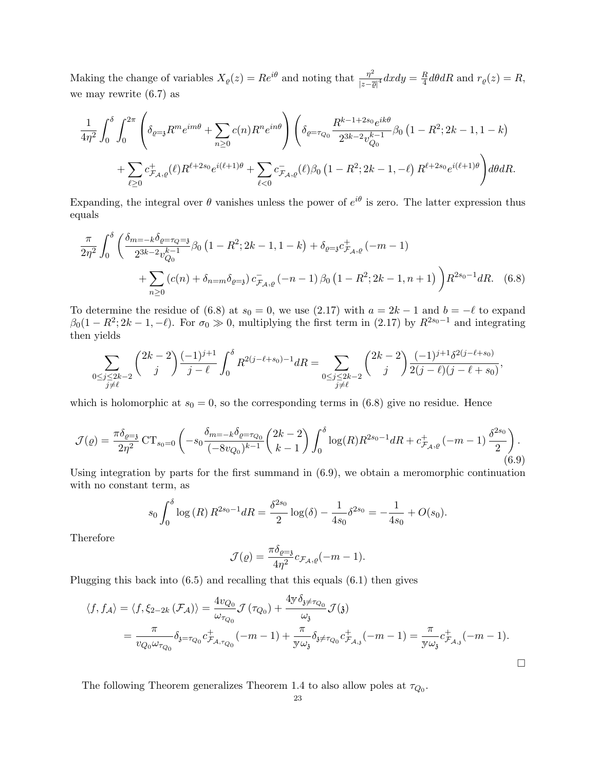Making the change of variables $X_\varrho(z) = Re^{i\theta}$ and noting that $\frac{\eta^2}{|z-\overline{\varrho}|^4}dxdy = \frac{R}{4}d\theta dR$ and $r_\varrho(z) = R$, we may rewrite (6.7) as

$$\frac{1}{4\eta^2}\int_0^\delta\int_0^{2\pi}\left(\delta_{\varrho=\mathfrak{z}}R^m e^{im\theta} + \sum_{n\geq 0} c(n)R^n e^{in\theta}\right)\left(\delta_{\varrho=\tau_{Q_0}}\frac{R^{k-1+2s_0}e^{ik\theta}}{2^{3k-2}v_{Q_0}^{k-1}}\beta_0\left(1-R^2;2k-1,1-k\right)\right.$$
$$\left. + \sum_{\ell\geq 0} c^+_{\mathcal{F}_\mathcal{A},\varrho}(\ell)R^{\ell+2s_0}e^{i(\ell+1)\theta} + \sum_{\ell<0} c^-_{\mathcal{F}_\mathcal{A},\varrho}(\ell)\beta_0\left(1-R^2;2k-1,-\ell\right)R^{\ell+2s_0}e^{i(\ell+1)\theta}\right)d\theta dR.$$

Expanding, the integral over $\theta$ vanishes unless the power of $e^{i\theta}$ is zero. The latter expression thus equals

$$\frac{\pi}{2\eta^2}\int_0^\delta\left(\frac{\delta_{m=-k}\delta_{\varrho=\tau_Q=\mathfrak{z}}}{2^{3k-2}v_{Q_0}^{k-1}}\beta_0\left(1-R^2;2k-1,1-k\right) + \delta_{\varrho=\mathfrak{z}}c^+_{\mathcal{F}_\mathcal{A},\varrho}\left(-m-1\right)\right.$$
$$\left. + \sum_{n\geq 0}\left(c(n) + \delta_{n=m}\delta_{\varrho=\mathfrak{z}}\right)c^-_{\mathcal{F}_\mathcal{A},\varrho}\left(-n-1\right)\beta_0\left(1-R^2;2k-1,n+1\right)\right)R^{2s_0-1}dR. \quad (6.8)$$

To determine the residue of (6.8) at $s_0 = 0$, we use (2.17) with $a = 2k-1$ and $b = -\ell$ to expand $\beta_0(1-R^2;2k-1,-\ell)$. For $\sigma_0 \gg 0$, multiplying the first term in (2.17) by $R^{2s_0-1}$ and integrating then yields

$$\sum_{\substack{0\leq j\leq 2k-2\\ j\neq \ell}}\binom{2k-2}{j}\frac{(-1)^{j+1}}{j-\ell}\int_0^\delta R^{2(j-\ell+s_0)-1}dR = \sum_{\substack{0\leq j\leq 2k-2\\ j\neq \ell}}\binom{2k-2}{j}\frac{(-1)^{j+1}\delta^{2(j-\ell+s_0)}}{2(j-\ell)(j-\ell+s_0)},$$

which is holomorphic at $s_0 = 0$, so the corresponding terms in (6.8) give no residue. Hence

$$\mathcal{J}(\varrho) = \frac{\pi\delta_{\varrho=\mathfrak{z}}}{2\eta^2}\,\mathrm{CT}_{s_0=0}\left(-s_0\frac{\delta_{m=-k}\delta_{\varrho=\tau_{Q_0}}}{(-8v_{Q_0})^{k-1}}\binom{2k-2}{k-1}\int_0^\delta \log(R)R^{2s_0-1}dR + c^+_{\mathcal{F}_\mathcal{A},\varrho}\left(-m-1\right)\frac{\delta^{2s_0}}{2}\right). \quad (6.9)$$

Using integration by parts for the first summand in (6.9), we obtain a meromorphic continuation with no constant term, as

$$s_0\int_0^\delta \log\left(R\right)R^{2s_0-1}dR = \frac{\delta^{2s_0}}{2}\log(\delta) - \frac{1}{4s_0}\delta^{2s_0} = -\frac{1}{4s_0} + O(s_0).$$

Therefore

$$\mathcal{J}(\varrho) = \frac{\pi\delta_{\varrho=\mathfrak{z}}}{4\eta^2}c_{\mathcal{F}_\mathcal{A},\varrho}(-m-1).$$

Plugging this back into (6.5) and recalling that this equals (6.1) then gives

$$\langle f, f_\mathcal{A}\rangle = \langle f, \xi_{2-2k}\left(\mathcal{F}_\mathcal{A}\right)\rangle = \frac{4v_{Q_0}}{\omega_{\tau_{Q_0}}}\mathcal{J}\left(\tau_{Q_0}\right) + \frac{4\mathrm{y}\,\delta_{\mathfrak{z}\neq\tau_{Q_0}}}{\omega_\mathfrak{z}}\mathcal{J}(\mathfrak{z})$$
$$= \frac{\pi}{v_{Q_0}\omega_{\tau_{Q_0}}}\delta_{\mathfrak{z}=\tau_{Q_0}}c^+_{\mathcal{F}_\mathcal{A},\tau_{Q_0}}\left(-m-1\right) + \frac{\pi}{\mathrm{y}\omega_\mathfrak{z}}\delta_{\mathfrak{z}\neq\tau_{Q_0}}c^+_{\mathcal{F}_\mathcal{A},\mathfrak{z}}\left(-m-1\right) = \frac{\pi}{\mathrm{y}\omega_\mathfrak{z}}c^+_{\mathcal{F}_\mathcal{A},\mathfrak{z}}\left(-m-1\right).$$

□

The following Theorem generalizes Theorem 1.4 to also allow poles at $\tau_{Q_0}$.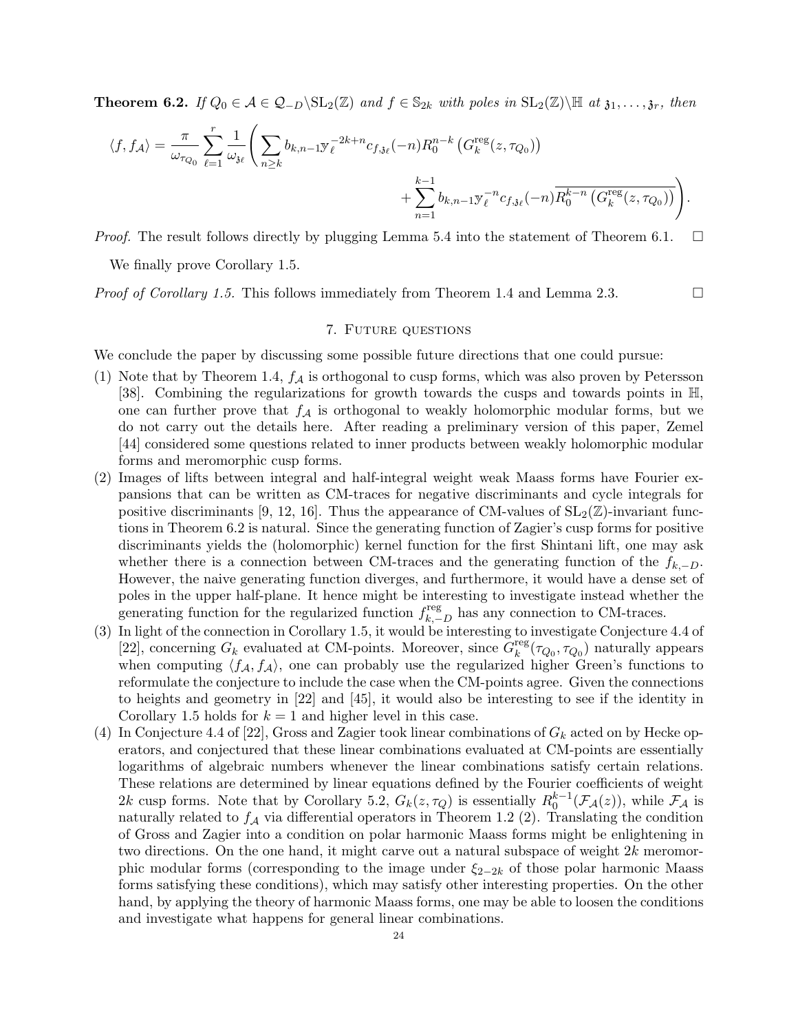**Theorem 6.2.** *If $Q_0 \in \mathcal{A} \in \mathcal{Q}_{-D}\backslash \mathrm{SL}_2(\mathbb{Z})$ and $f \in \mathbb{S}_{2k}$ with poles in $\mathrm{SL}_2(\mathbb{Z})\backslash\mathbb{H}$ at $\mathfrak{z}_1, \dots, \mathfrak{z}_r$, then*

$$\langle f, f_{\mathcal{A}}\rangle = \frac{\pi}{\omega_{\tau_{Q_0}}} \sum_{\ell=1}^{r} \frac{1}{\omega_{\mathfrak{z}_\ell}} \left( \sum_{n \geq k} b_{k,n-1} \mathbbm{y}_\ell^{-2k+n} c_{f,\mathfrak{z}_\ell}(-n) R_0^{n-k}\left(G_k^{\mathrm{reg}}(z, \tau_{Q_0})\right) + \sum_{n=1}^{k-1} b_{k,n-1} \mathbbm{y}_\ell^{-n} c_{f,\mathfrak{z}_\ell}(-n) \overline{R_0^{k-n}\left(G_k^{\mathrm{reg}}(z, \tau_{Q_0})\right)} \right).$$

*Proof.* The result follows directly by plugging Lemma 5.4 into the statement of Theorem 6.1. □

We finally prove Corollary 1.5.

*Proof of Corollary 1.5.* This follows immediately from Theorem 1.4 and Lemma 2.3. □

## 7. Future questions

We conclude the paper by discussing some possible future directions that one could pursue:

1. Note that by Theorem 1.4, $f_{\mathcal{A}}$ is orthogonal to cusp forms, which was also proven by Petersson [38]. Combining the regularizations for growth towards the cusps and towards points in $\mathbb{H}$, one can further prove that $f_{\mathcal{A}}$ is orthogonal to weakly holomorphic modular forms, but we do not carry out the details here. After reading a preliminary version of this paper, Zemel [44] considered some questions related to inner products between weakly holomorphic modular forms and meromorphic cusp forms.
2. Images of lifts between integral and half-integral weight weak Maass forms have Fourier expansions that can be written as CM-traces for negative discriminants and cycle integrals for positive discriminants [9, 12, 16]. Thus the appearance of CM-values of $\mathrm{SL}_2(\mathbb{Z})$-invariant functions in Theorem 6.2 is natural. Since the generating function of Zagier's cusp forms for positive discriminants yields the (holomorphic) kernel function for the first Shintani lift, one may ask whether there is a connection between CM-traces and the generating function of the $f_{k,-D}$. However, the naive generating function diverges, and furthermore, it would have a dense set of poles in the upper half-plane. It hence might be interesting to investigate instead whether the generating function for the regularized function $f_{k,-D}^{\mathrm{reg}}$ has any connection to CM-traces.
3. In light of the connection in Corollary 1.5, it would be interesting to investigate Conjecture 4.4 of [22], concerning $G_k$ evaluated at CM-points. Moreover, since $G_k^{\mathrm{reg}}(\tau_{Q_0}, \tau_{Q_0})$ naturally appears when computing $\langle f_{\mathcal{A}}, f_{\mathcal{A}}\rangle$, one can probably use the regularized higher Green's functions to reformulate the conjecture to include the case when the CM-points agree. Given the connections to heights and geometry in [22] and [45], it would also be interesting to see if the identity in Corollary 1.5 holds for $k = 1$ and higher level in this case.
4. In Conjecture 4.4 of [22], Gross and Zagier took linear combinations of $G_k$ acted on by Hecke operators, and conjectured that these linear combinations evaluated at CM-points are essentially logarithms of algebraic numbers whenever the linear combinations satisfy certain relations. These relations are determined by linear equations defined by the Fourier coefficients of weight $2k$ cusp forms. Note that by Corollary 5.2, $G_k(z, \tau_Q)$ is essentially $R_0^{k-1}(\mathcal{F}_{\mathcal{A}}(z))$, while $\mathcal{F}_{\mathcal{A}}$ is naturally related to $f_{\mathcal{A}}$ via differential operators in Theorem 1.2 (2). Translating the condition of Gross and Zagier into a condition on polar harmonic Maass forms might be enlightening in two directions. On the one hand, it might carve out a natural subspace of weight $2k$ meromorphic modular forms (corresponding to the image under $\xi_{2-2k}$ of those polar harmonic Maass forms satisfying these conditions), which may satisfy other interesting properties. On the other hand, by applying the theory of harmonic Maass forms, one may be able to loosen the conditions and investigate what happens for general linear combinations.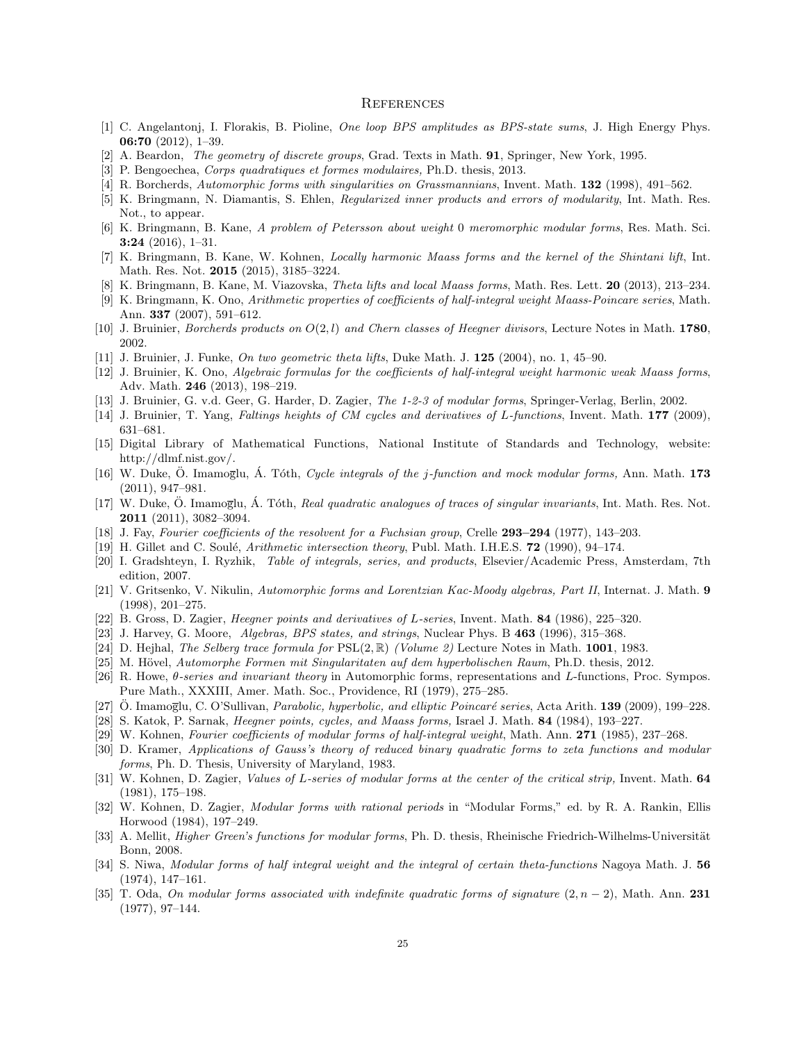# References

[1] C. Angelantonj, I. Florakis, B. Pioline, *One loop BPS amplitudes as BPS-state sums*, J. High Energy Phys. **06:70** (2012), 1–39.

[2] A. Beardon, *The geometry of discrete groups*, Grad. Texts in Math. **91**, Springer, New York, 1995.

[3] P. Bengoechea, *Corps quadratiques et formes modulaires,* Ph.D. thesis, 2013.

[4] R. Borcherds, *Automorphic forms with singularities on Grassmannians*, Invent. Math. **132** (1998), 491–562.

[5] K. Bringmann, N. Diamantis, S. Ehlen, *Regularized inner products and errors of modularity*, Int. Math. Res. Not., to appear.

[6] K. Bringmann, B. Kane, *A problem of Petersson about weight* 0 *meromorphic modular forms*, Res. Math. Sci. **3:24** (2016), 1–31.

[7] K. Bringmann, B. Kane, W. Kohnen, *Locally harmonic Maass forms and the kernel of the Shintani lift*, Int. Math. Res. Not. **2015** (2015), 3185–3224.

[8] K. Bringmann, B. Kane, M. Viazovska, *Theta lifts and local Maass forms*, Math. Res. Lett. **20** (2013), 213–234.

[9] K. Bringmann, K. Ono, *Arithmetic properties of coefficients of half-integral weight Maass-Poincare series*, Math. Ann. **337** (2007), 591–612.

[10] J. Bruinier, *Borcherds products on $O(2, l)$ and Chern classes of Heegner divisors*, Lecture Notes in Math. **1780**, 2002.

[11] J. Bruinier, J. Funke, *On two geometric theta lifts*, Duke Math. J. **125** (2004), no. 1, 45–90.

[12] J. Bruinier, K. Ono, *Algebraic formulas for the coefficients of half-integral weight harmonic weak Maass forms*, Adv. Math. **246** (2013), 198–219.

[13] J. Bruinier, G. v.d. Geer, G. Harder, D. Zagier, *The 1-2-3 of modular forms*, Springer-Verlag, Berlin, 2002.

[14] J. Bruinier, T. Yang, *Faltings heights of CM cycles and derivatives of L-functions*, Invent. Math. **177** (2009), 631–681.

[15] Digital Library of Mathematical Functions, National Institute of Standards and Technology, website: http://dlmf.nist.gov/.

[16] W. Duke, Ö. Imamoḡlu, Á. Tóth, *Cycle integrals of the j-function and mock modular forms,* Ann. Math. **173** (2011), 947–981.

[17] W. Duke, Ö. Imamoḡlu, Á. Tóth, *Real quadratic analogues of traces of singular invariants*, Int. Math. Res. Not. **2011** (2011), 3082–3094.

[18] J. Fay, *Fourier coefficients of the resolvent for a Fuchsian group*, Crelle **293–294** (1977), 143–203.

[19] H. Gillet and C. Soulé, *Arithmetic intersection theory*, Publ. Math. I.H.E.S. **72** (1990), 94–174.

[20] I. Gradshteyn, I. Ryzhik, *Table of integrals, series, and products*, Elsevier/Academic Press, Amsterdam, 7th edition, 2007.

[21] V. Gritsenko, V. Nikulin, *Automorphic forms and Lorentzian Kac-Moody algebras, Part II*, Internat. J. Math. **9** (1998), 201–275.

[22] B. Gross, D. Zagier, *Heegner points and derivatives of L-series*, Invent. Math. **84** (1986), 225–320.

[23] J. Harvey, G. Moore, *Algebras, BPS states, and strings*, Nuclear Phys. B **463** (1996), 315–368.

[24] D. Hejhal, *The Selberg trace formula for* $\mathrm{PSL}(2, \mathbb{R})$ *(Volume 2)* Lecture Notes in Math. **1001**, 1983.

[25] M. Hövel, *Automorphe Formen mit Singularitaten auf dem hyperbolischen Raum*, Ph.D. thesis, 2012.

[26] R. Howe, *θ-series and invariant theory* in Automorphic forms, representations and L-functions, Proc. Sympos. Pure Math., XXXIII, Amer. Math. Soc., Providence, RI (1979), 275–285.

[27] Ö. Imamoḡlu, C. O'Sullivan, *Parabolic, hyperbolic, and elliptic Poincaré series*, Acta Arith. **139** (2009), 199–228.

[28] S. Katok, P. Sarnak, *Heegner points, cycles, and Maass forms,* Israel J. Math. **84** (1984), 193–227.

[29] W. Kohnen, *Fourier coefficients of modular forms of half-integral weight*, Math. Ann. **271** (1985), 237–268.

[30] D. Kramer, *Applications of Gauss's theory of reduced binary quadratic forms to zeta functions and modular forms*, Ph. D. Thesis, University of Maryland, 1983.

[31] W. Kohnen, D. Zagier, *Values of L-series of modular forms at the center of the critical strip,* Invent. Math. **64** (1981), 175–198.

[32] W. Kohnen, D. Zagier, *Modular forms with rational periods* in "Modular Forms," ed. by R. A. Rankin, Ellis Horwood (1984), 197–249.

[33] A. Mellit, *Higher Green's functions for modular forms*, Ph. D. thesis, Rheinische Friedrich-Wilhelms-Universität Bonn, 2008.

[34] S. Niwa, *Modular forms of half integral weight and the integral of certain theta-functions* Nagoya Math. J. **56** (1974), 147–161.

[35] T. Oda, *On modular forms associated with indefinite quadratic forms of signature* $(2, n-2)$, Math. Ann. **231** (1977), 97–144.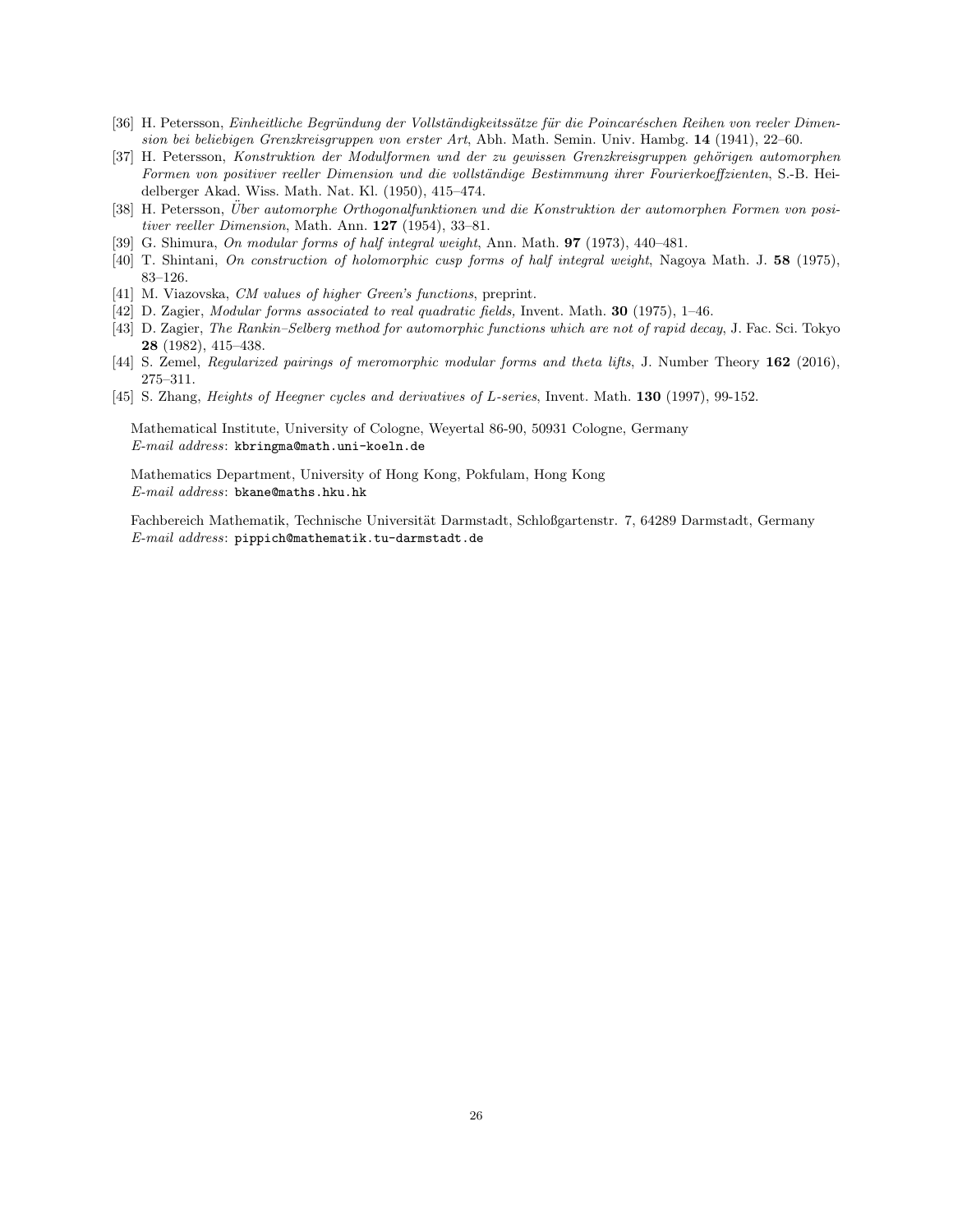[36] H. Petersson, *Einheitliche Begründung der Vollständigkeitssätze für die Poincaréschen Reihen von reeler Dimension bei beliebigen Grenzkreisgruppen von erster Art*, Abh. Math. Semin. Univ. Hambg. **14** (1941), 22–60.

[37] H. Petersson, *Konstruktion der Modulformen und der zu gewissen Grenzkreisgruppen gehörigen automorphen Formen von positiver reeller Dimension und die vollständige Bestimmung ihrer Fourierkoeffzienten*, S.-B. Heidelberger Akad. Wiss. Math. Nat. Kl. (1950), 415–474.

[38] H. Petersson, *Über automorphe Orthogonalfunktionen und die Konstruktion der automorphen Formen von positiver reeller Dimension*, Math. Ann. **127** (1954), 33–81.

[39] G. Shimura, *On modular forms of half integral weight*, Ann. Math. **97** (1973), 440–481.

[40] T. Shintani, *On construction of holomorphic cusp forms of half integral weight*, Nagoya Math. J. **58** (1975), 83–126.

[41] M. Viazovska, *CM values of higher Green's functions*, preprint.

[42] D. Zagier, *Modular forms associated to real quadratic fields,* Invent. Math. **30** (1975), 1–46.

[43] D. Zagier, *The Rankin–Selberg method for automorphic functions which are not of rapid decay*, J. Fac. Sci. Tokyo **28** (1982), 415–438.

[44] S. Zemel, *Regularized pairings of meromorphic modular forms and theta lifts*, J. Number Theory **162** (2016), 275–311.

[45] S. Zhang, *Heights of Heegner cycles and derivatives of L-series*, Invent. Math. **130** (1997), 99-152.

Mathematical Institute, University of Cologne, Weyertal 86-90, 50931 Cologne, Germany
*E-mail address*: `kbringma@math.uni-koeln.de`

Mathematics Department, University of Hong Kong, Pokfulam, Hong Kong
*E-mail address*: `bkane@maths.hku.hk`

Fachbereich Mathematik, Technische Universität Darmstadt, Schloßgartenstr. 7, 64289 Darmstadt, Germany
*E-mail address*: `pippich@mathematik.tu-darmstadt.de`